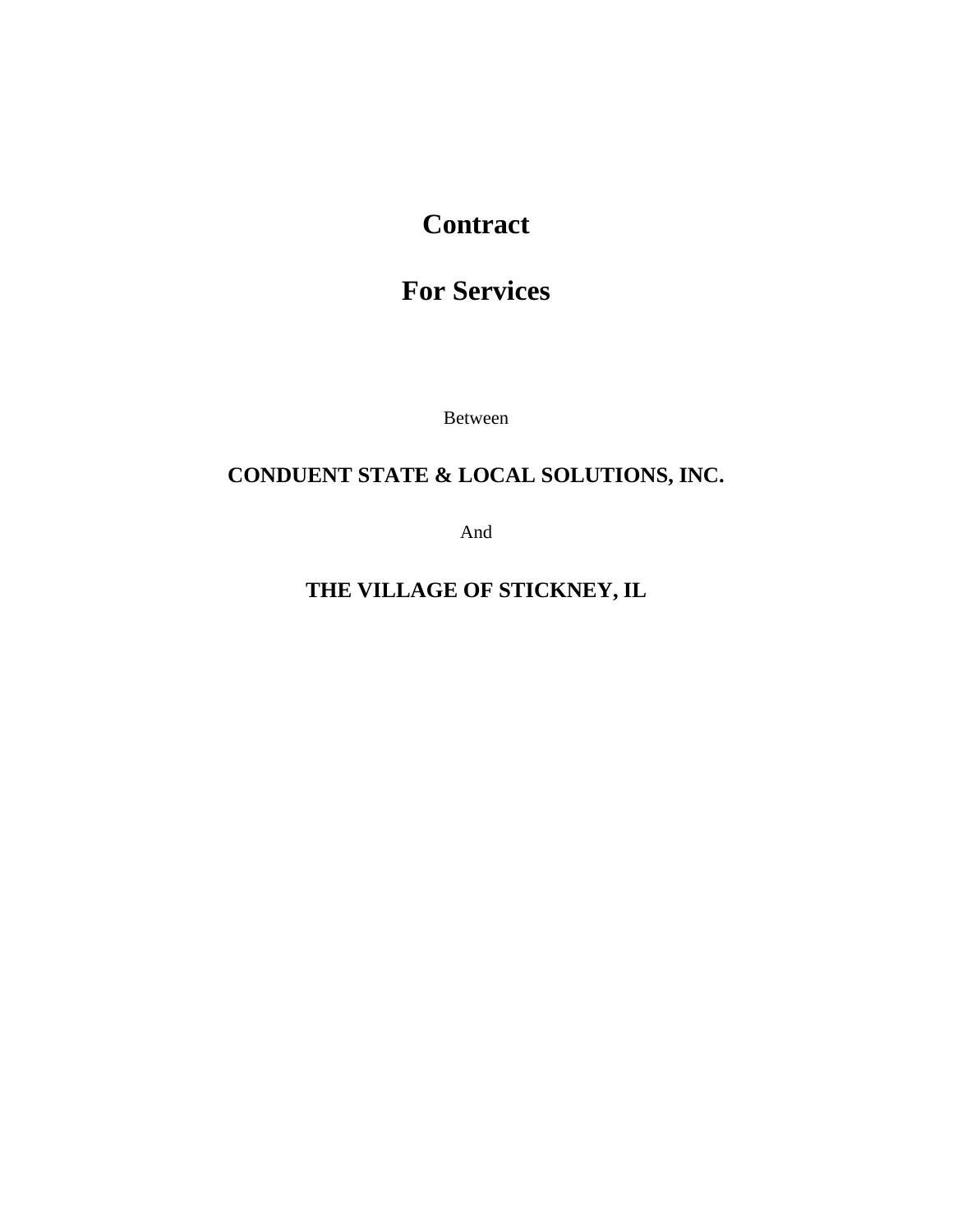# Contract

# For Services

Between

**CONDUENT STATE & LOCAL SOLUTIONS, INC.**

And

**THE VILLAGE OF STICKNEY, IL**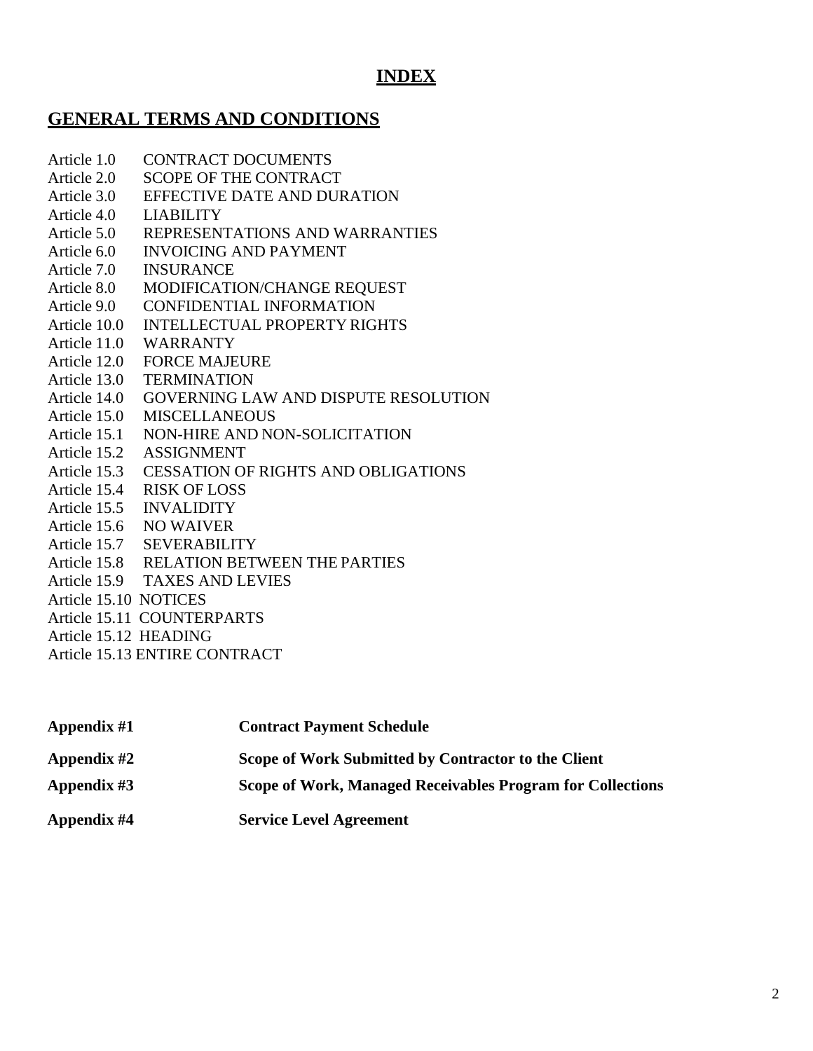# INDEX

## GENERAL TERMS AND CONDITIONS

Article 1.0 CONTRACT DOCUMENTS
Article 2.0 SCOPE OF THE CONTRACT
Article 3.0 EFFECTIVE DATE AND DURATION
Article 4.0 LIABILITY
Article 5.0 REPRESENTATIONS AND WARRANTIES
Article 6.0 INVOICING AND PAYMENT
Article 7.0 INSURANCE
Article 8.0 MODIFICATION/CHANGE REQUEST
Article 9.0 CONFIDENTIAL INFORMATION
Article 10.0 INTELLECTUAL PROPERTY RIGHTS
Article 11.0 WARRANTY
Article 12.0 FORCE MAJEURE
Article 13.0 TERMINATION
Article 14.0 GOVERNING LAW AND DISPUTE RESOLUTION
Article 15.0 MISCELLANEOUS
Article 15.1 NON-HIRE AND NON-SOLICITATION
Article 15.2 ASSIGNMENT
Article 15.3 CESSATION OF RIGHTS AND OBLIGATIONS
Article 15.4 RISK OF LOSS
Article 15.5 INVALIDITY
Article 15.6 NO WAIVER
Article 15.7 SEVERABILITY
Article 15.8 RELATION BETWEEN THE PARTIES
Article 15.9 TAXES AND LEVIES
Article 15.10 NOTICES
Article 15.11 COUNTERPARTS
Article 15.12 HEADING
Article 15.13 ENTIRE CONTRACT

**Appendix #1** **Contract Payment Schedule**

**Appendix #2** **Scope of Work Submitted by Contractor to the Client**

**Appendix #3** **Scope of Work, Managed Receivables Program for Collections**

**Appendix #4** **Service Level Agreement**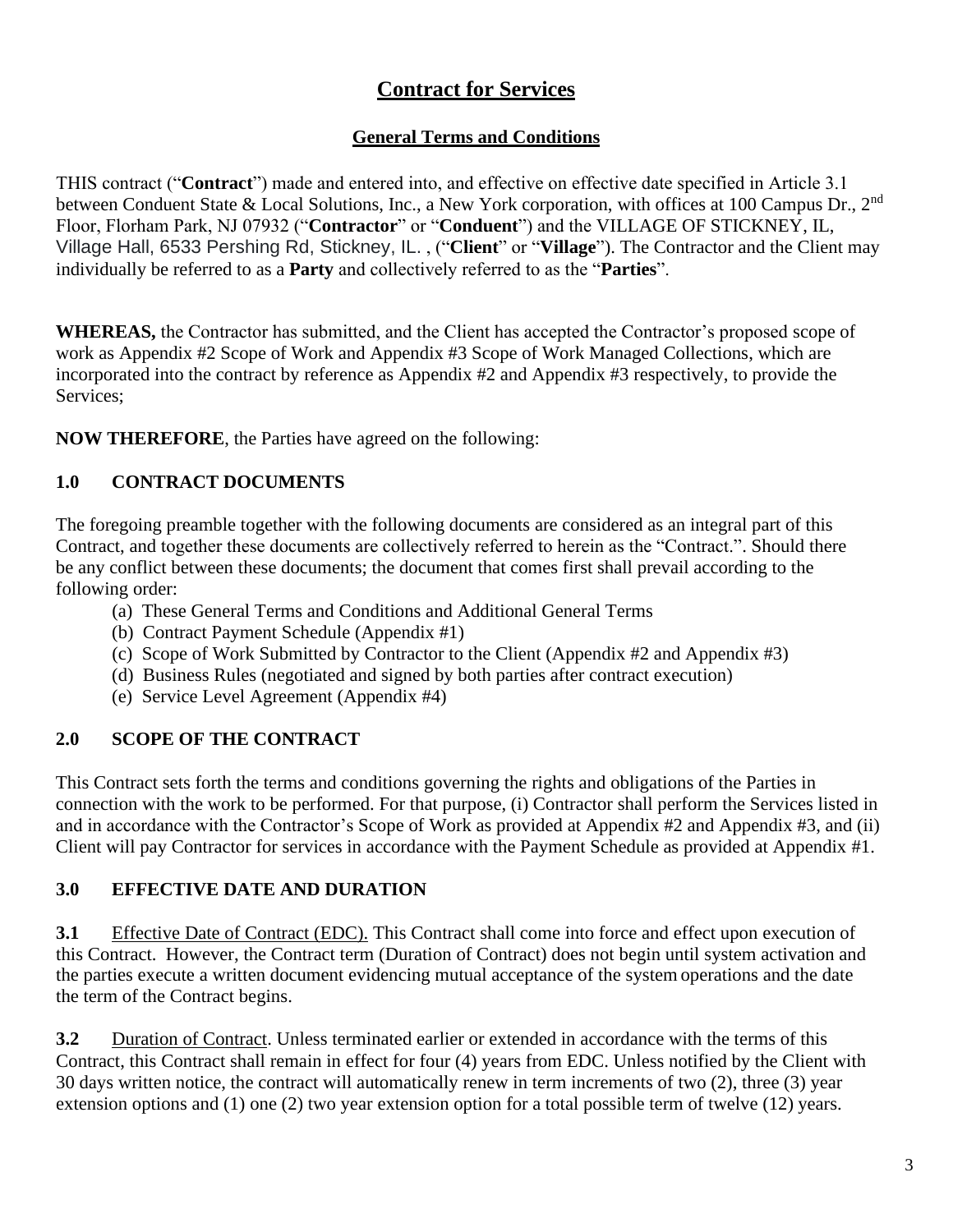# Contract for Services

## General Terms and Conditions

THIS contract ("**Contract**") made and entered into, and effective on effective date specified in Article 3.1 between Conduent State & Local Solutions, Inc., a New York corporation, with offices at 100 Campus Dr., 2nd Floor, Florham Park, NJ 07932 ("**Contractor**" or "**Conduent**") and the VILLAGE OF STICKNEY, IL, Village Hall, 6533 Pershing Rd, Stickney, IL. , ("**Client**" or "**Village**"). The Contractor and the Client may individually be referred to as a **Party** and collectively referred to as the "**Parties**".

**WHEREAS,** the Contractor has submitted, and the Client has accepted the Contractor's proposed scope of work as Appendix #2 Scope of Work and Appendix #3 Scope of Work Managed Collections, which are incorporated into the contract by reference as Appendix #2 and Appendix #3 respectively, to provide the Services;

**NOW THEREFORE**, the Parties have agreed on the following:

### 1.0 CONTRACT DOCUMENTS

The foregoing preamble together with the following documents are considered as an integral part of this Contract, and together these documents are collectively referred to herein as the "Contract.". Should there be any conflict between these documents; the document that comes first shall prevail according to the following order:

(a) These General Terms and Conditions and Additional General Terms
(b) Contract Payment Schedule (Appendix #1)
(c) Scope of Work Submitted by Contractor to the Client (Appendix #2 and Appendix #3)
(d) Business Rules (negotiated and signed by both parties after contract execution)
(e) Service Level Agreement (Appendix #4)

### 2.0 SCOPE OF THE CONTRACT

This Contract sets forth the terms and conditions governing the rights and obligations of the Parties in connection with the work to be performed. For that purpose, (i) Contractor shall perform the Services listed in and in accordance with the Contractor's Scope of Work as provided at Appendix #2 and Appendix #3, and (ii) Client will pay Contractor for services in accordance with the Payment Schedule as provided at Appendix #1.

### 3.0 EFFECTIVE DATE AND DURATION

**3.1** Effective Date of Contract (EDC). This Contract shall come into force and effect upon execution of this Contract. However, the Contract term (Duration of Contract) does not begin until system activation and the parties execute a written document evidencing mutual acceptance of the system operations and the date the term of the Contract begins.

**3.2** Duration of Contract. Unless terminated earlier or extended in accordance with the terms of this Contract, this Contract shall remain in effect for four (4) years from EDC. Unless notified by the Client with 30 days written notice, the contract will automatically renew in term increments of two (2), three (3) year extension options and (1) one (2) two year extension option for a total possible term of twelve (12) years.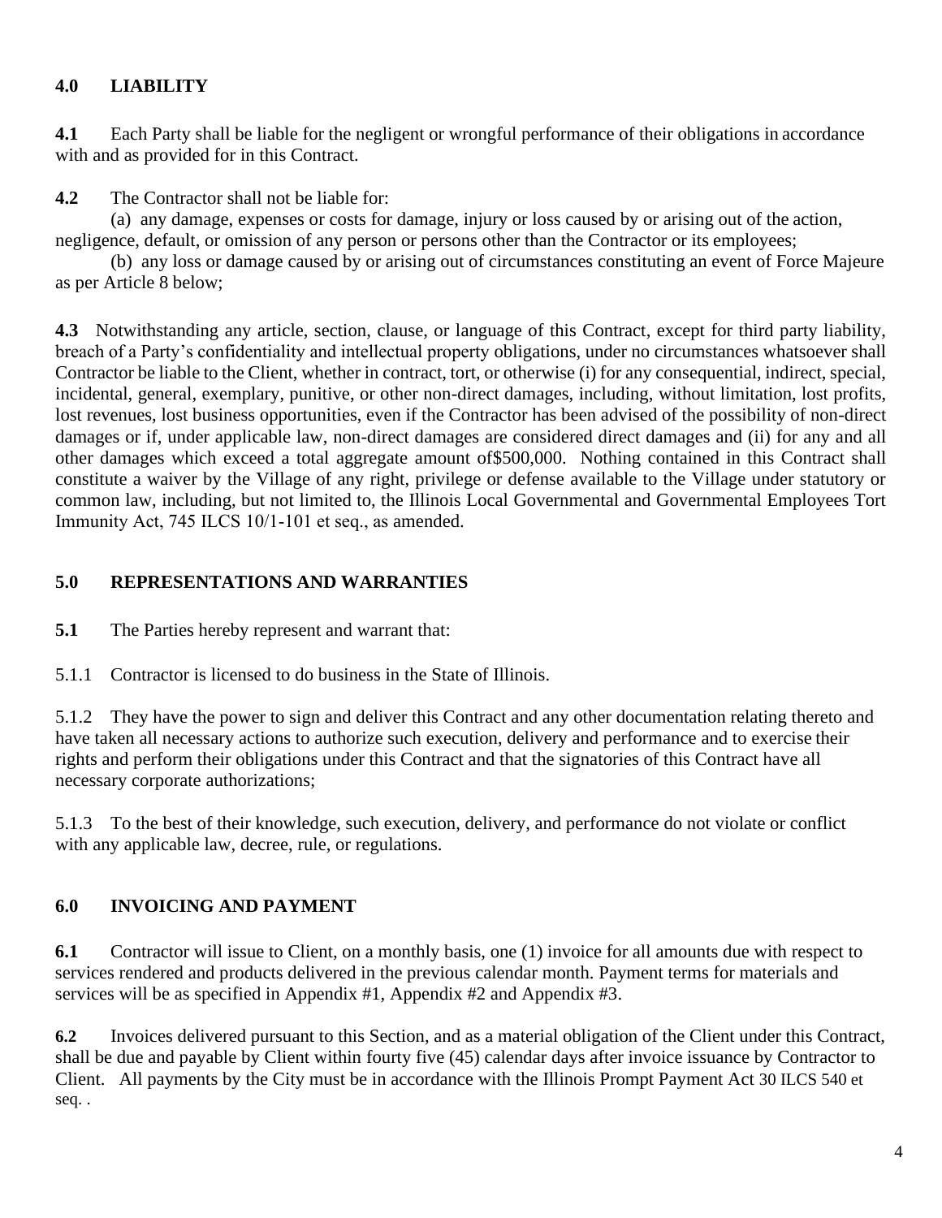## 4.0 LIABILITY

**4.1** Each Party shall be liable for the negligent or wrongful performance of their obligations in accordance with and as provided for in this Contract.

**4.2** The Contractor shall not be liable for:

(a) any damage, expenses or costs for damage, injury or loss caused by or arising out of the action, negligence, default, or omission of any person or persons other than the Contractor or its employees;

(b) any loss or damage caused by or arising out of circumstances constituting an event of Force Majeure as per Article 8 below;

**4.3** Notwithstanding any article, section, clause, or language of this Contract, except for third party liability, breach of a Party's confidentiality and intellectual property obligations, under no circumstances whatsoever shall Contractor be liable to the Client, whether in contract, tort, or otherwise (i) for any consequential, indirect, special, incidental, general, exemplary, punitive, or other non-direct damages, including, without limitation, lost profits, lost revenues, lost business opportunities, even if the Contractor has been advised of the possibility of non-direct damages or if, under applicable law, non-direct damages are considered direct damages and (ii) for any and all other damages which exceed a total aggregate amount of$500,000. Nothing contained in this Contract shall constitute a waiver by the Village of any right, privilege or defense available to the Village under statutory or common law, including, but not limited to, the Illinois Local Governmental and Governmental Employees Tort Immunity Act, 745 ILCS 10/1-101 et seq., as amended.

## 5.0 REPRESENTATIONS AND WARRANTIES

**5.1** The Parties hereby represent and warrant that:

5.1.1 Contractor is licensed to do business in the State of Illinois.

5.1.2 They have the power to sign and deliver this Contract and any other documentation relating thereto and have taken all necessary actions to authorize such execution, delivery and performance and to exercise their rights and perform their obligations under this Contract and that the signatories of this Contract have all necessary corporate authorizations;

5.1.3 To the best of their knowledge, such execution, delivery, and performance do not violate or conflict with any applicable law, decree, rule, or regulations.

## 6.0 INVOICING AND PAYMENT

**6.1** Contractor will issue to Client, on a monthly basis, one (1) invoice for all amounts due with respect to services rendered and products delivered in the previous calendar month. Payment terms for materials and services will be as specified in Appendix #1, Appendix #2 and Appendix #3.

**6.2** Invoices delivered pursuant to this Section, and as a material obligation of the Client under this Contract, shall be due and payable by Client within fourty five (45) calendar days after invoice issuance by Contractor to Client. All payments by the City must be in accordance with the Illinois Prompt Payment Act 30 ILCS 540 et seq. .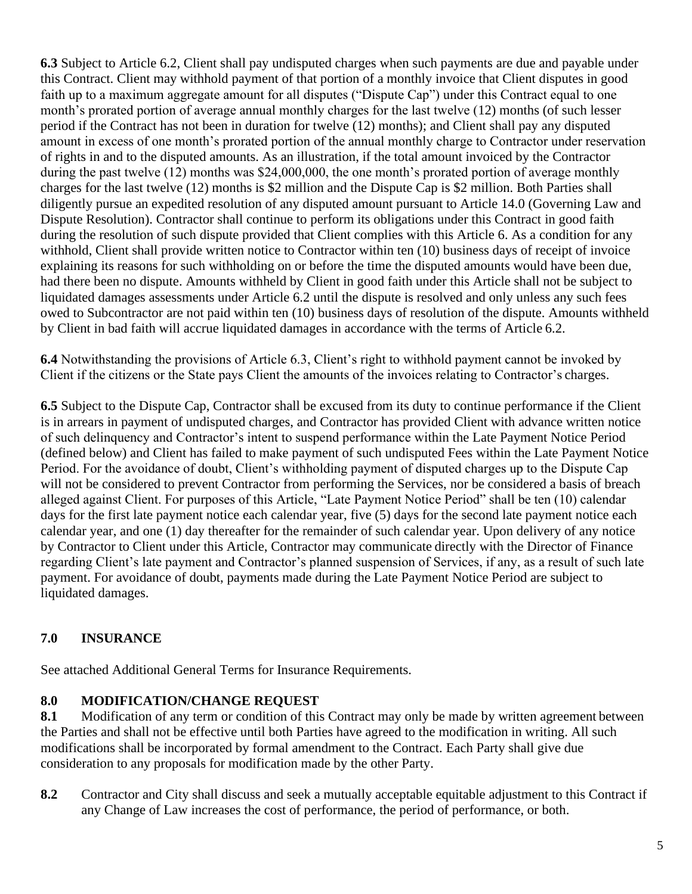**6.3** Subject to Article 6.2, Client shall pay undisputed charges when such payments are due and payable under this Contract. Client may withhold payment of that portion of a monthly invoice that Client disputes in good faith up to a maximum aggregate amount for all disputes ("Dispute Cap") under this Contract equal to one month's prorated portion of average annual monthly charges for the last twelve (12) months (of such lesser period if the Contract has not been in duration for twelve (12) months); and Client shall pay any disputed amount in excess of one month's prorated portion of the annual monthly charge to Contractor under reservation of rights in and to the disputed amounts. As an illustration, if the total amount invoiced by the Contractor during the past twelve (12) months was $24,000,000, the one month's prorated portion of average monthly charges for the last twelve (12) months is $2 million and the Dispute Cap is $2 million. Both Parties shall diligently pursue an expedited resolution of any disputed amount pursuant to Article 14.0 (Governing Law and Dispute Resolution). Contractor shall continue to perform its obligations under this Contract in good faith during the resolution of such dispute provided that Client complies with this Article 6. As a condition for any withhold, Client shall provide written notice to Contractor within ten (10) business days of receipt of invoice explaining its reasons for such withholding on or before the time the disputed amounts would have been due, had there been no dispute. Amounts withheld by Client in good faith under this Article shall not be subject to liquidated damages assessments under Article 6.2 until the dispute is resolved and only unless any such fees owed to Subcontractor are not paid within ten (10) business days of resolution of the dispute. Amounts withheld by Client in bad faith will accrue liquidated damages in accordance with the terms of Article 6.2.

**6.4** Notwithstanding the provisions of Article 6.3, Client's right to withhold payment cannot be invoked by Client if the citizens or the State pays Client the amounts of the invoices relating to Contractor's charges.

**6.5** Subject to the Dispute Cap, Contractor shall be excused from its duty to continue performance if the Client is in arrears in payment of undisputed charges, and Contractor has provided Client with advance written notice of such delinquency and Contractor's intent to suspend performance within the Late Payment Notice Period (defined below) and Client has failed to make payment of such undisputed Fees within the Late Payment Notice Period. For the avoidance of doubt, Client's withholding payment of disputed charges up to the Dispute Cap will not be considered to prevent Contractor from performing the Services, nor be considered a basis of breach alleged against Client. For purposes of this Article, "Late Payment Notice Period" shall be ten (10) calendar days for the first late payment notice each calendar year, five (5) days for the second late payment notice each calendar year, and one (1) day thereafter for the remainder of such calendar year. Upon delivery of any notice by Contractor to Client under this Article, Contractor may communicate directly with the Director of Finance regarding Client's late payment and Contractor's planned suspension of Services, if any, as a result of such late payment. For avoidance of doubt, payments made during the Late Payment Notice Period are subject to liquidated damages.

## 7.0 INSURANCE

See attached Additional General Terms for Insurance Requirements.

## 8.0 MODIFICATION/CHANGE REQUEST

**8.1** Modification of any term or condition of this Contract may only be made by written agreement between the Parties and shall not be effective until both Parties have agreed to the modification in writing. All such modifications shall be incorporated by formal amendment to the Contract. Each Party shall give due consideration to any proposals for modification made by the other Party.

**8.2** Contractor and City shall discuss and seek a mutually acceptable equitable adjustment to this Contract if any Change of Law increases the cost of performance, the period of performance, or both.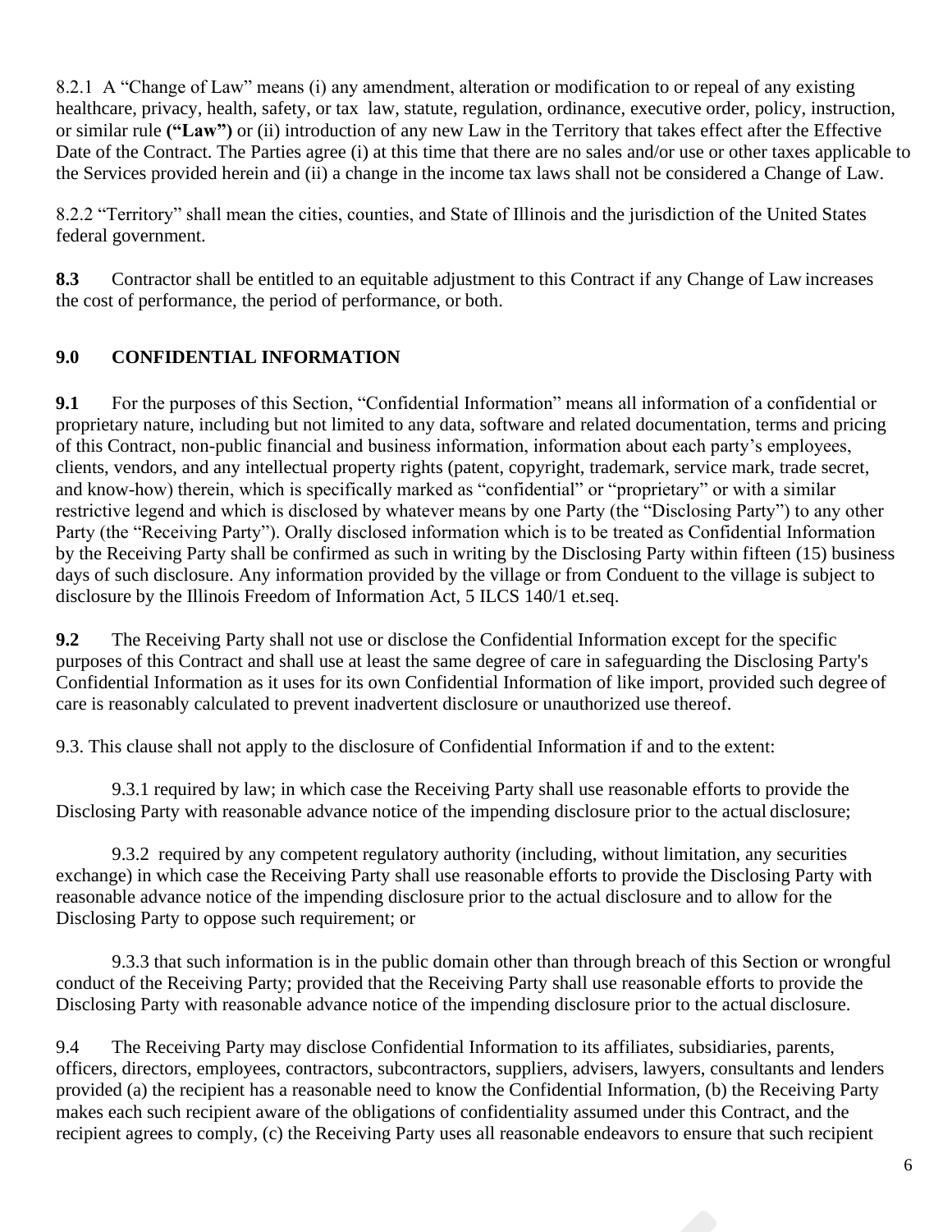8.2.1 A "Change of Law" means (i) any amendment, alteration or modification to or repeal of any existing healthcare, privacy, health, safety, or tax law, statute, regulation, ordinance, executive order, policy, instruction, or similar rule **("Law")** or (ii) introduction of any new Law in the Territory that takes effect after the Effective Date of the Contract. The Parties agree (i) at this time that there are no sales and/or use or other taxes applicable to the Services provided herein and (ii) a change in the income tax laws shall not be considered a Change of Law.

8.2.2 "Territory" shall mean the cities, counties, and State of Illinois and the jurisdiction of the United States federal government.

**8.3** Contractor shall be entitled to an equitable adjustment to this Contract if any Change of Law increases the cost of performance, the period of performance, or both.

## 9.0 CONFIDENTIAL INFORMATION

**9.1** For the purposes of this Section, "Confidential Information" means all information of a confidential or proprietary nature, including but not limited to any data, software and related documentation, terms and pricing of this Contract, non-public financial and business information, information about each party's employees, clients, vendors, and any intellectual property rights (patent, copyright, trademark, service mark, trade secret, and know-how) therein, which is specifically marked as "confidential" or "proprietary" or with a similar restrictive legend and which is disclosed by whatever means by one Party (the "Disclosing Party") to any other Party (the "Receiving Party"). Orally disclosed information which is to be treated as Confidential Information by the Receiving Party shall be confirmed as such in writing by the Disclosing Party within fifteen (15) business days of such disclosure. Any information provided by the village or from Conduent to the village is subject to disclosure by the Illinois Freedom of Information Act, 5 ILCS 140/1 et.seq.

**9.2** The Receiving Party shall not use or disclose the Confidential Information except for the specific purposes of this Contract and shall use at least the same degree of care in safeguarding the Disclosing Party's Confidential Information as it uses for its own Confidential Information of like import, provided such degree of care is reasonably calculated to prevent inadvertent disclosure or unauthorized use thereof.

9.3. This clause shall not apply to the disclosure of Confidential Information if and to the extent:

9.3.1 required by law; in which case the Receiving Party shall use reasonable efforts to provide the Disclosing Party with reasonable advance notice of the impending disclosure prior to the actual disclosure;

9.3.2 required by any competent regulatory authority (including, without limitation, any securities exchange) in which case the Receiving Party shall use reasonable efforts to provide the Disclosing Party with reasonable advance notice of the impending disclosure prior to the actual disclosure and to allow for the Disclosing Party to oppose such requirement; or

9.3.3 that such information is in the public domain other than through breach of this Section or wrongful conduct of the Receiving Party; provided that the Receiving Party shall use reasonable efforts to provide the Disclosing Party with reasonable advance notice of the impending disclosure prior to the actual disclosure.

9.4 The Receiving Party may disclose Confidential Information to its affiliates, subsidiaries, parents, officers, directors, employees, contractors, subcontractors, suppliers, advisers, lawyers, consultants and lenders provided (a) the recipient has a reasonable need to know the Confidential Information, (b) the Receiving Party makes each such recipient aware of the obligations of confidentiality assumed under this Contract, and the recipient agrees to comply, (c) the Receiving Party uses all reasonable endeavors to ensure that such recipient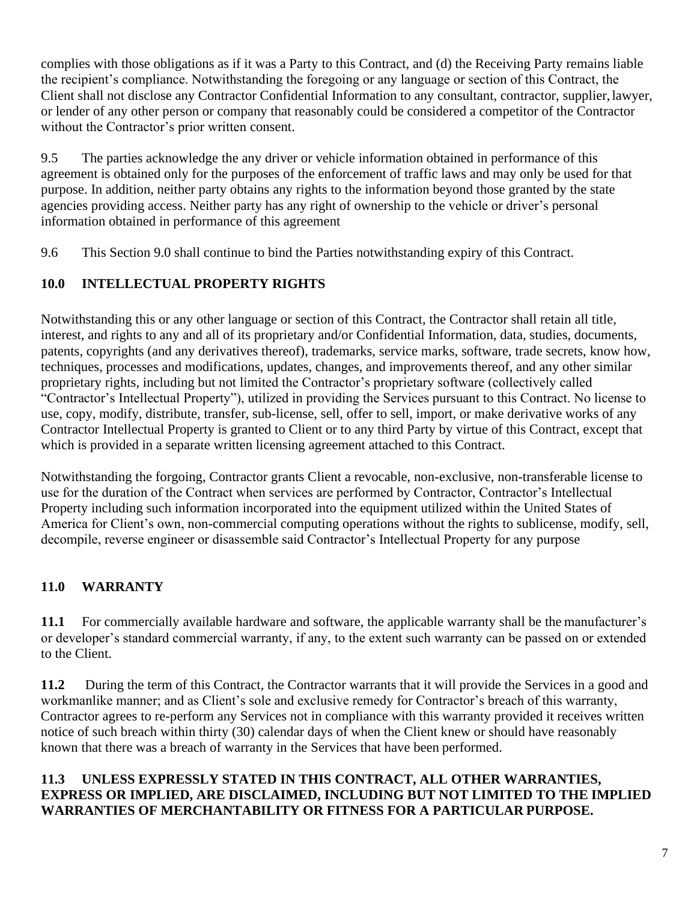complies with those obligations as if it was a Party to this Contract, and (d) the Receiving Party remains liable the recipient's compliance. Notwithstanding the foregoing or any language or section of this Contract, the Client shall not disclose any Contractor Confidential Information to any consultant, contractor, supplier, lawyer, or lender of any other person or company that reasonably could be considered a competitor of the Contractor without the Contractor's prior written consent.

9.5 The parties acknowledge the any driver or vehicle information obtained in performance of this agreement is obtained only for the purposes of the enforcement of traffic laws and may only be used for that purpose. In addition, neither party obtains any rights to the information beyond those granted by the state agencies providing access. Neither party has any right of ownership to the vehicle or driver's personal information obtained in performance of this agreement

9.6 This Section 9.0 shall continue to bind the Parties notwithstanding expiry of this Contract.

## 10.0 INTELLECTUAL PROPERTY RIGHTS

Notwithstanding this or any other language or section of this Contract, the Contractor shall retain all title, interest, and rights to any and all of its proprietary and/or Confidential Information, data, studies, documents, patents, copyrights (and any derivatives thereof), trademarks, service marks, software, trade secrets, know how, techniques, processes and modifications, updates, changes, and improvements thereof, and any other similar proprietary rights, including but not limited the Contractor's proprietary software (collectively called "Contractor's Intellectual Property"), utilized in providing the Services pursuant to this Contract. No license to use, copy, modify, distribute, transfer, sub-license, sell, offer to sell, import, or make derivative works of any Contractor Intellectual Property is granted to Client or to any third Party by virtue of this Contract, except that which is provided in a separate written licensing agreement attached to this Contract.

Notwithstanding the forgoing, Contractor grants Client a revocable, non-exclusive, non-transferable license to use for the duration of the Contract when services are performed by Contractor, Contractor's Intellectual Property including such information incorporated into the equipment utilized within the United States of America for Client's own, non-commercial computing operations without the rights to sublicense, modify, sell, decompile, reverse engineer or disassemble said Contractor's Intellectual Property for any purpose

## 11.0 WARRANTY

**11.1** For commercially available hardware and software, the applicable warranty shall be the manufacturer's or developer's standard commercial warranty, if any, to the extent such warranty can be passed on or extended to the Client.

**11.2** During the term of this Contract, the Contractor warrants that it will provide the Services in a good and workmanlike manner; and as Client's sole and exclusive remedy for Contractor's breach of this warranty, Contractor agrees to re-perform any Services not in compliance with this warranty provided it receives written notice of such breach within thirty (30) calendar days of when the Client knew or should have reasonably known that there was a breach of warranty in the Services that have been performed.

**11.3 UNLESS EXPRESSLY STATED IN THIS CONTRACT, ALL OTHER WARRANTIES, EXPRESS OR IMPLIED, ARE DISCLAIMED, INCLUDING BUT NOT LIMITED TO THE IMPLIED WARRANTIES OF MERCHANTABILITY OR FITNESS FOR A PARTICULAR PURPOSE.**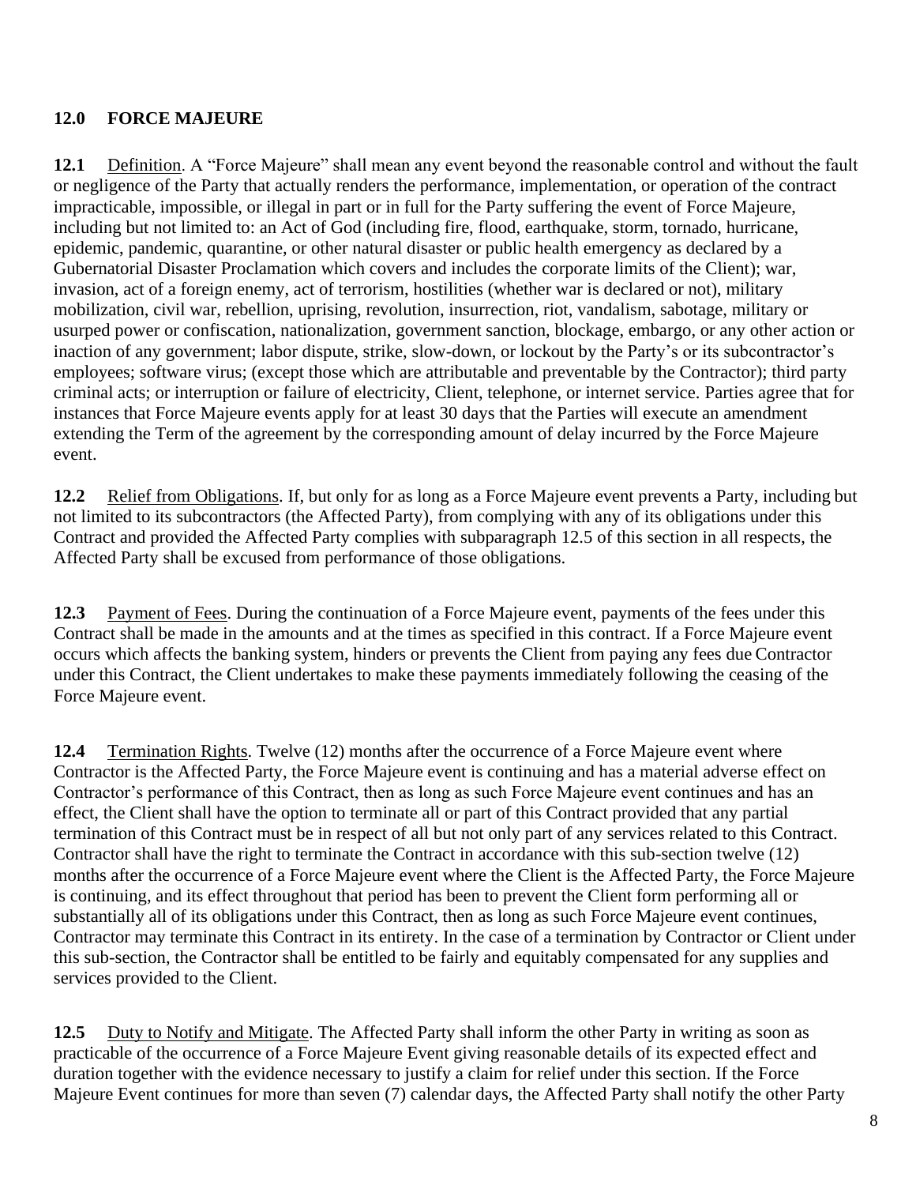## 12.0 FORCE MAJEURE

**12.1** Definition. A "Force Majeure" shall mean any event beyond the reasonable control and without the fault or negligence of the Party that actually renders the performance, implementation, or operation of the contract impracticable, impossible, or illegal in part or in full for the Party suffering the event of Force Majeure, including but not limited to: an Act of God (including fire, flood, earthquake, storm, tornado, hurricane, epidemic, pandemic, quarantine, or other natural disaster or public health emergency as declared by a Gubernatorial Disaster Proclamation which covers and includes the corporate limits of the Client); war, invasion, act of a foreign enemy, act of terrorism, hostilities (whether war is declared or not), military mobilization, civil war, rebellion, uprising, revolution, insurrection, riot, vandalism, sabotage, military or usurped power or confiscation, nationalization, government sanction, blockage, embargo, or any other action or inaction of any government; labor dispute, strike, slow-down, or lockout by the Party's or its subcontractor's employees; software virus; (except those which are attributable and preventable by the Contractor); third party criminal acts; or interruption or failure of electricity, Client, telephone, or internet service. Parties agree that for instances that Force Majeure events apply for at least 30 days that the Parties will execute an amendment extending the Term of the agreement by the corresponding amount of delay incurred by the Force Majeure event.

**12.2** Relief from Obligations. If, but only for as long as a Force Majeure event prevents a Party, including but not limited to its subcontractors (the Affected Party), from complying with any of its obligations under this Contract and provided the Affected Party complies with subparagraph 12.5 of this section in all respects, the Affected Party shall be excused from performance of those obligations.

**12.3** Payment of Fees. During the continuation of a Force Majeure event, payments of the fees under this Contract shall be made in the amounts and at the times as specified in this contract. If a Force Majeure event occurs which affects the banking system, hinders or prevents the Client from paying any fees due Contractor under this Contract, the Client undertakes to make these payments immediately following the ceasing of the Force Majeure event.

**12.4** Termination Rights. Twelve (12) months after the occurrence of a Force Majeure event where Contractor is the Affected Party, the Force Majeure event is continuing and has a material adverse effect on Contractor's performance of this Contract, then as long as such Force Majeure event continues and has an effect, the Client shall have the option to terminate all or part of this Contract provided that any partial termination of this Contract must be in respect of all but not only part of any services related to this Contract. Contractor shall have the right to terminate the Contract in accordance with this sub-section twelve (12) months after the occurrence of a Force Majeure event where the Client is the Affected Party, the Force Majeure is continuing, and its effect throughout that period has been to prevent the Client form performing all or substantially all of its obligations under this Contract, then as long as such Force Majeure event continues, Contractor may terminate this Contract in its entirety. In the case of a termination by Contractor or Client under this sub-section, the Contractor shall be entitled to be fairly and equitably compensated for any supplies and services provided to the Client.

**12.5** Duty to Notify and Mitigate. The Affected Party shall inform the other Party in writing as soon as practicable of the occurrence of a Force Majeure Event giving reasonable details of its expected effect and duration together with the evidence necessary to justify a claim for relief under this section. If the Force Majeure Event continues for more than seven (7) calendar days, the Affected Party shall notify the other Party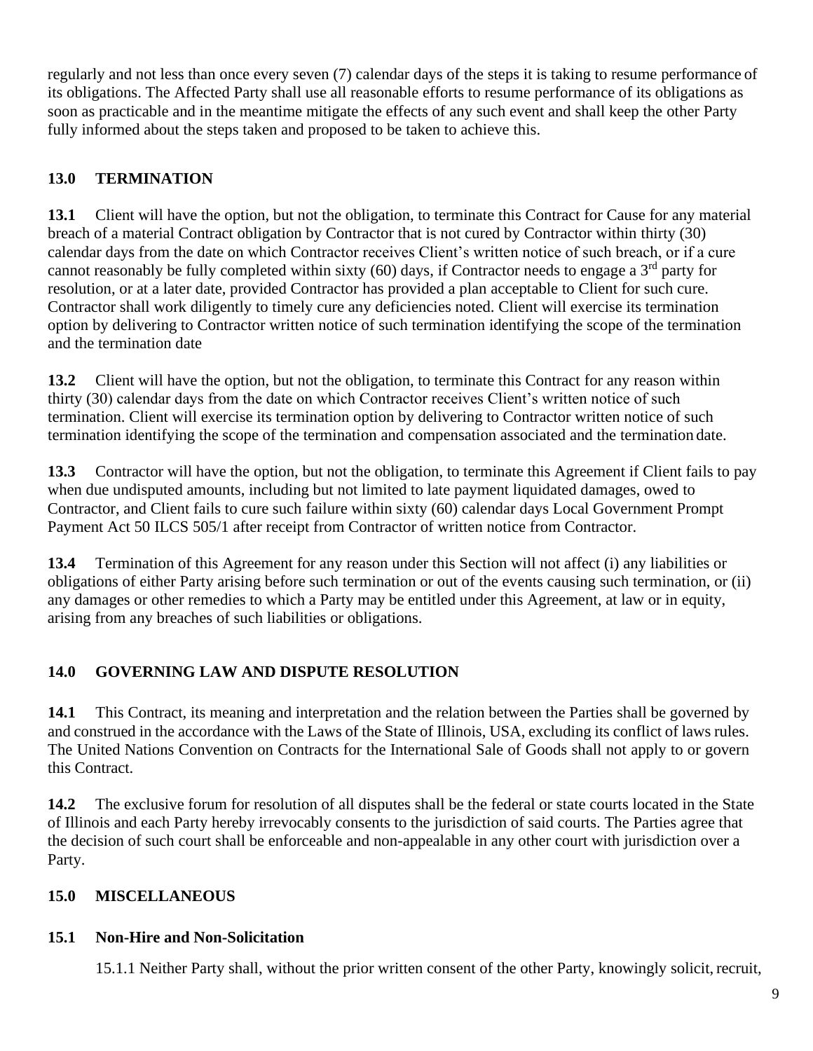regularly and not less than once every seven (7) calendar days of the steps it is taking to resume performance of its obligations. The Affected Party shall use all reasonable efforts to resume performance of its obligations as soon as practicable and in the meantime mitigate the effects of any such event and shall keep the other Party fully informed about the steps taken and proposed to be taken to achieve this.

## 13.0 TERMINATION

**13.1** Client will have the option, but not the obligation, to terminate this Contract for Cause for any material breach of a material Contract obligation by Contractor that is not cured by Contractor within thirty (30) calendar days from the date on which Contractor receives Client's written notice of such breach, or if a cure cannot reasonably be fully completed within sixty (60) days, if Contractor needs to engage a 3rd party for resolution, or at a later date, provided Contractor has provided a plan acceptable to Client for such cure. Contractor shall work diligently to timely cure any deficiencies noted. Client will exercise its termination option by delivering to Contractor written notice of such termination identifying the scope of the termination and the termination date

**13.2** Client will have the option, but not the obligation, to terminate this Contract for any reason within thirty (30) calendar days from the date on which Contractor receives Client's written notice of such termination. Client will exercise its termination option by delivering to Contractor written notice of such termination identifying the scope of the termination and compensation associated and the termination date.

**13.3** Contractor will have the option, but not the obligation, to terminate this Agreement if Client fails to pay when due undisputed amounts, including but not limited to late payment liquidated damages, owed to Contractor, and Client fails to cure such failure within sixty (60) calendar days Local Government Prompt Payment Act 50 ILCS 505/1 after receipt from Contractor of written notice from Contractor.

**13.4** Termination of this Agreement for any reason under this Section will not affect (i) any liabilities or obligations of either Party arising before such termination or out of the events causing such termination, or (ii) any damages or other remedies to which a Party may be entitled under this Agreement, at law or in equity, arising from any breaches of such liabilities or obligations.

## 14.0 GOVERNING LAW AND DISPUTE RESOLUTION

**14.1** This Contract, its meaning and interpretation and the relation between the Parties shall be governed by and construed in the accordance with the Laws of the State of Illinois, USA, excluding its conflict of laws rules. The United Nations Convention on Contracts for the International Sale of Goods shall not apply to or govern this Contract.

**14.2** The exclusive forum for resolution of all disputes shall be the federal or state courts located in the State of Illinois and each Party hereby irrevocably consents to the jurisdiction of said courts. The Parties agree that the decision of such court shall be enforceable and non-appealable in any other court with jurisdiction over a Party.

## 15.0 MISCELLANEOUS

### 15.1 Non-Hire and Non-Solicitation

15.1.1 Neither Party shall, without the prior written consent of the other Party, knowingly solicit, recruit,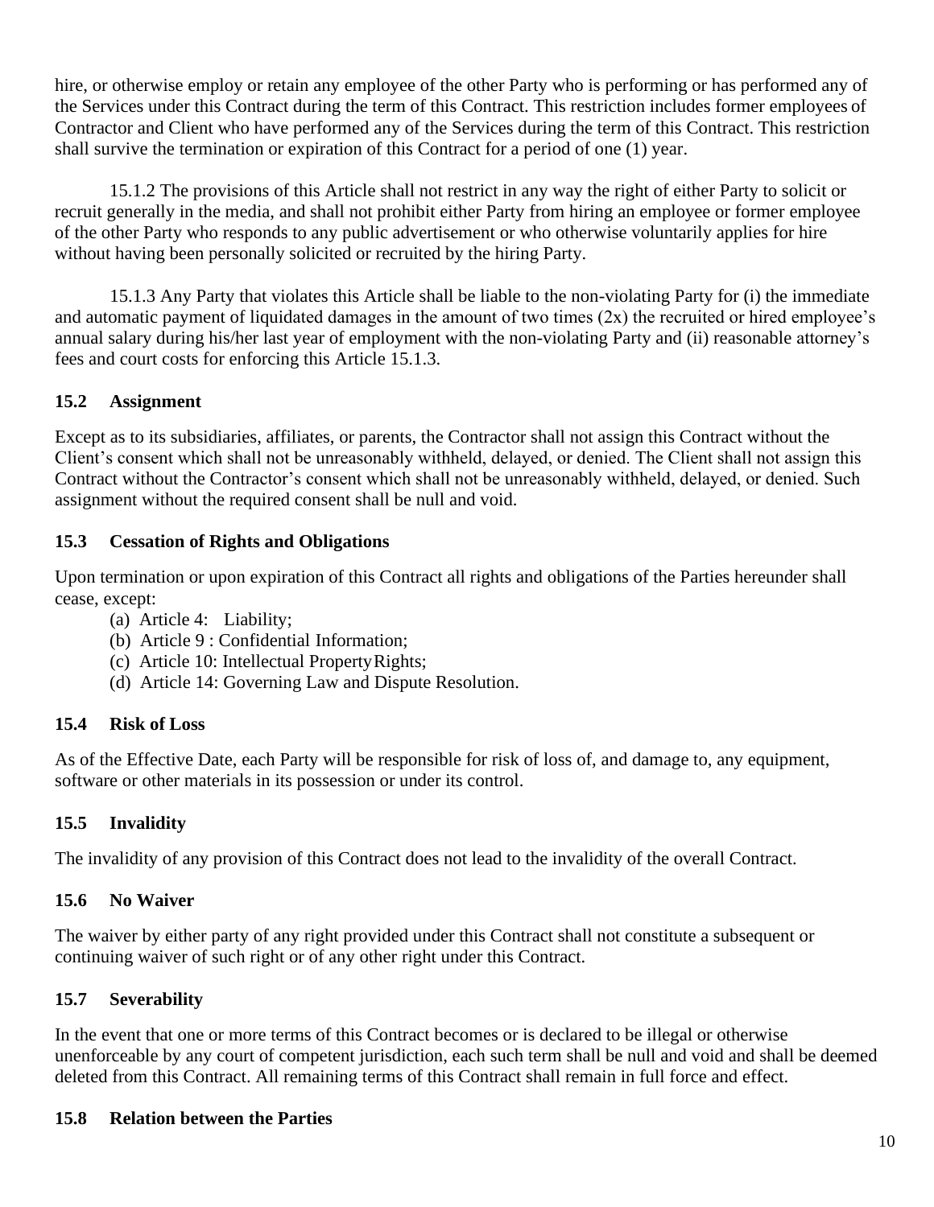hire, or otherwise employ or retain any employee of the other Party who is performing or has performed any of the Services under this Contract during the term of this Contract. This restriction includes former employees of Contractor and Client who have performed any of the Services during the term of this Contract. This restriction shall survive the termination or expiration of this Contract for a period of one (1) year.

15.1.2 The provisions of this Article shall not restrict in any way the right of either Party to solicit or recruit generally in the media, and shall not prohibit either Party from hiring an employee or former employee of the other Party who responds to any public advertisement or who otherwise voluntarily applies for hire without having been personally solicited or recruited by the hiring Party.

15.1.3 Any Party that violates this Article shall be liable to the non-violating Party for (i) the immediate and automatic payment of liquidated damages in the amount of two times (2x) the recruited or hired employee's annual salary during his/her last year of employment with the non-violating Party and (ii) reasonable attorney's fees and court costs for enforcing this Article 15.1.3.

### 15.2 Assignment

Except as to its subsidiaries, affiliates, or parents, the Contractor shall not assign this Contract without the Client's consent which shall not be unreasonably withheld, delayed, or denied. The Client shall not assign this Contract without the Contractor's consent which shall not be unreasonably withheld, delayed, or denied. Such assignment without the required consent shall be null and void.

### 15.3 Cessation of Rights and Obligations

Upon termination or upon expiration of this Contract all rights and obligations of the Parties hereunder shall cease, except:

(a) Article 4: Liability;
(b) Article 9 : Confidential Information;
(c) Article 10: Intellectual Property Rights;
(d) Article 14: Governing Law and Dispute Resolution.

### 15.4 Risk of Loss

As of the Effective Date, each Party will be responsible for risk of loss of, and damage to, any equipment, software or other materials in its possession or under its control.

### 15.5 Invalidity

The invalidity of any provision of this Contract does not lead to the invalidity of the overall Contract.

### 15.6 No Waiver

The waiver by either party of any right provided under this Contract shall not constitute a subsequent or continuing waiver of such right or of any other right under this Contract.

### 15.7 Severability

In the event that one or more terms of this Contract becomes or is declared to be illegal or otherwise unenforceable by any court of competent jurisdiction, each such term shall be null and void and shall be deemed deleted from this Contract. All remaining terms of this Contract shall remain in full force and effect.

### 15.8 Relation between the Parties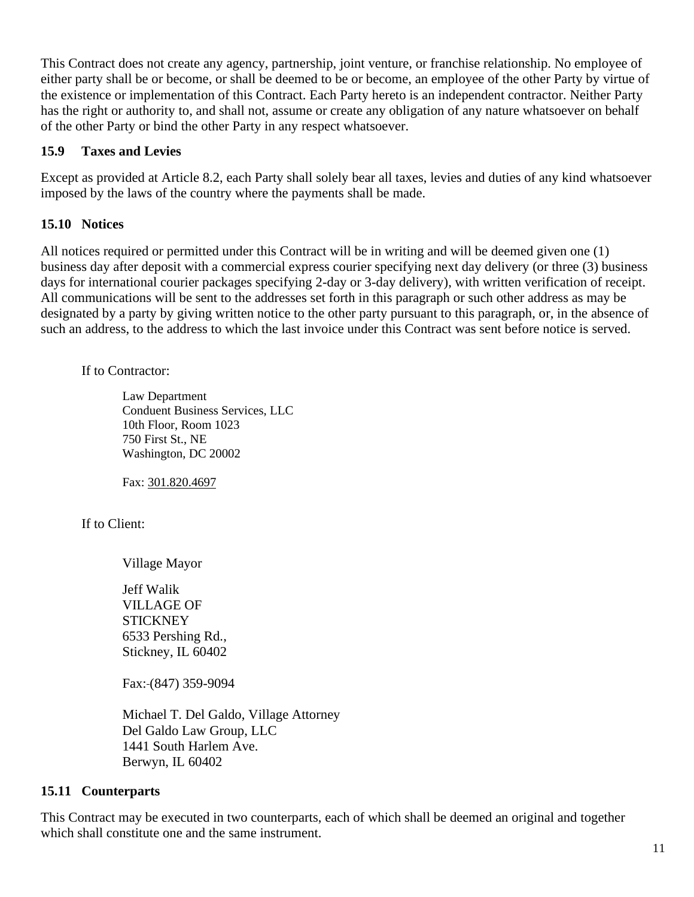This Contract does not create any agency, partnership, joint venture, or franchise relationship. No employee of either party shall be or become, or shall be deemed to be or become, an employee of the other Party by virtue of the existence or implementation of this Contract. Each Party hereto is an independent contractor. Neither Party has the right or authority to, and shall not, assume or create any obligation of any nature whatsoever on behalf of the other Party or bind the other Party in any respect whatsoever.

**15.9 Taxes and Levies**

Except as provided at Article 8.2, each Party shall solely bear all taxes, levies and duties of any kind whatsoever imposed by the laws of the country where the payments shall be made.

**15.10 Notices**

All notices required or permitted under this Contract will be in writing and will be deemed given one (1) business day after deposit with a commercial express courier specifying next day delivery (or three (3) business days for international courier packages specifying 2-day or 3-day delivery), with written verification of receipt. All communications will be sent to the addresses set forth in this paragraph or such other address as may be designated by a party by giving written notice to the other party pursuant to this paragraph, or, in the absence of such an address, to the address to which the last invoice under this Contract was sent before notice is served.

If to Contractor:

Law Department
Conduent Business Services, LLC
10th Floor, Room 1023
750 First St., NE
Washington, DC 20002

Fax: 301.820.4697

If to Client:

Village Mayor

Jeff Walik
VILLAGE OF
STICKNEY
6533 Pershing Rd.,
Stickney, IL 60402

Fax: (847) 359-9094

Michael T. Del Galdo, Village Attorney
Del Galdo Law Group, LLC
1441 South Harlem Ave.
Berwyn, IL 60402

**15.11 Counterparts**

This Contract may be executed in two counterparts, each of which shall be deemed an original and together which shall constitute one and the same instrument.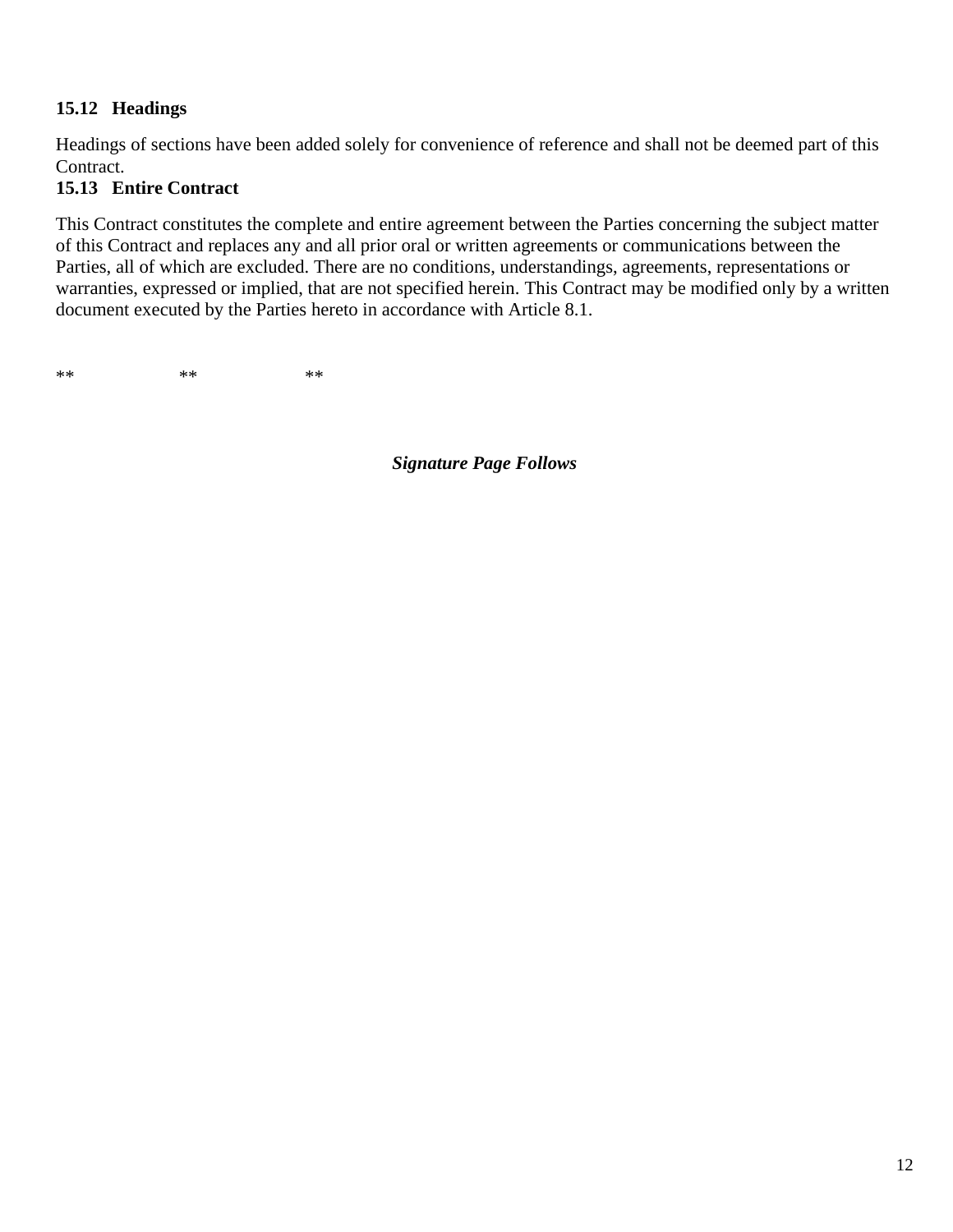**15.12 Headings**

Headings of sections have been added solely for convenience of reference and shall not be deemed part of this Contract.

**15.13 Entire Contract**

This Contract constitutes the complete and entire agreement between the Parties concerning the subject matter of this Contract and replaces any and all prior oral or written agreements or communications between the Parties, all of which are excluded. There are no conditions, understandings, agreements, representations or warranties, expressed or implied, that are not specified herein. This Contract may be modified only by a written document executed by the Parties hereto in accordance with Article 8.1.

** ** **

***Signature Page Follows***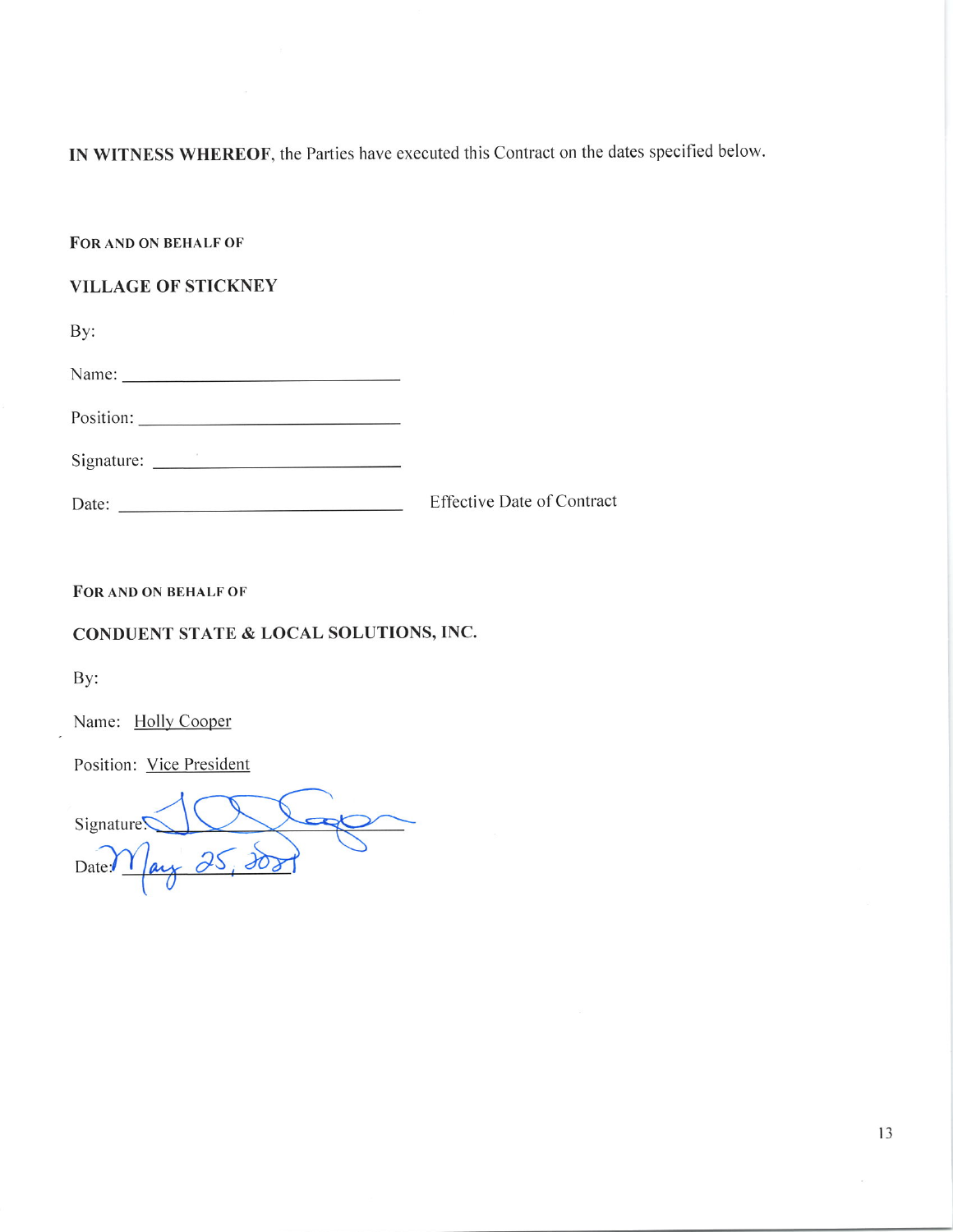**IN WITNESS WHEREOF**, the Parties have executed this Contract on the dates specified below.

**FOR AND ON BEHALF OF**

**VILLAGE OF STICKNEY**

By:

Name: ______________________________

Position: ____________________________

Signature: ___________________________

Date: _______________________________ Effective Date of Contract

**FOR AND ON BEHALF OF**

**CONDUENT STATE & LOCAL SOLUTIONS, INC.**

By:

Name: Holly Cooper

Position: Vice President

Signature: [signature]

Date: May 25, 2021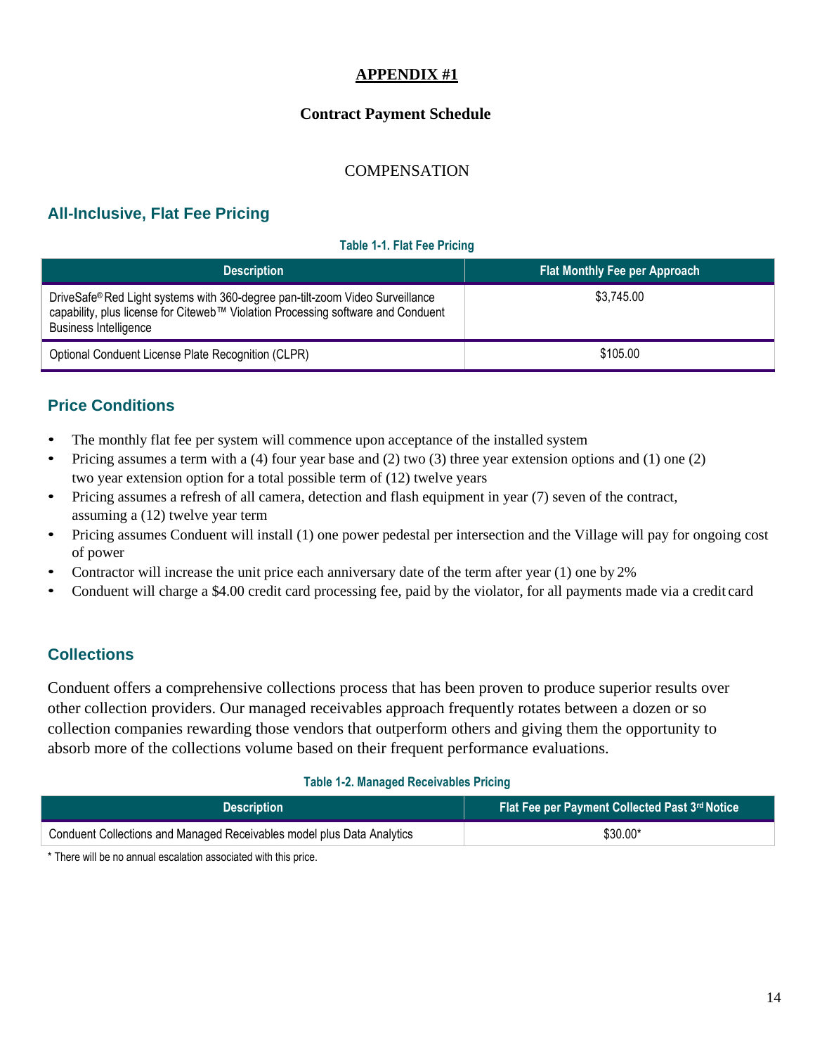# APPENDIX #1

## Contract Payment Schedule

COMPENSATION

### All-Inclusive, Flat Fee Pricing

**Table 1-1. Flat Fee Pricing**

| Description | Flat Monthly Fee per Approach |
|---|---|
| DriveSafe® Red Light systems with 360-degree pan-tilt-zoom Video Surveillance capability, plus license for Citeweb™ Violation Processing software and Conduent Business Intelligence | $3,745.00 |
| Optional Conduent License Plate Recognition (CLPR) | $105.00 |

### Price Conditions

- The monthly flat fee per system will commence upon acceptance of the installed system
- Pricing assumes a term with a (4) four year base and (2) two (3) three year extension options and (1) one (2) two year extension option for a total possible term of (12) twelve years
- Pricing assumes a refresh of all camera, detection and flash equipment in year (7) seven of the contract, assuming a (12) twelve year term
- Pricing assumes Conduent will install (1) one power pedestal per intersection and the Village will pay for ongoing cost of power
- Contractor will increase the unit price each anniversary date of the term after year (1) one by 2%
- Conduent will charge a $4.00 credit card processing fee, paid by the violator, for all payments made via a credit card

### Collections

Conduent offers a comprehensive collections process that has been proven to produce superior results over other collection providers. Our managed receivables approach frequently rotates between a dozen or so collection companies rewarding those vendors that outperform others and giving them the opportunity to absorb more of the collections volume based on their frequent performance evaluations.

**Table 1-2. Managed Receivables Pricing**

| Description | Flat Fee per Payment Collected Past 3rd Notice |
|---|---|
| Conduent Collections and Managed Receivables model plus Data Analytics | $30.00* |

\* There will be no annual escalation associated with this price.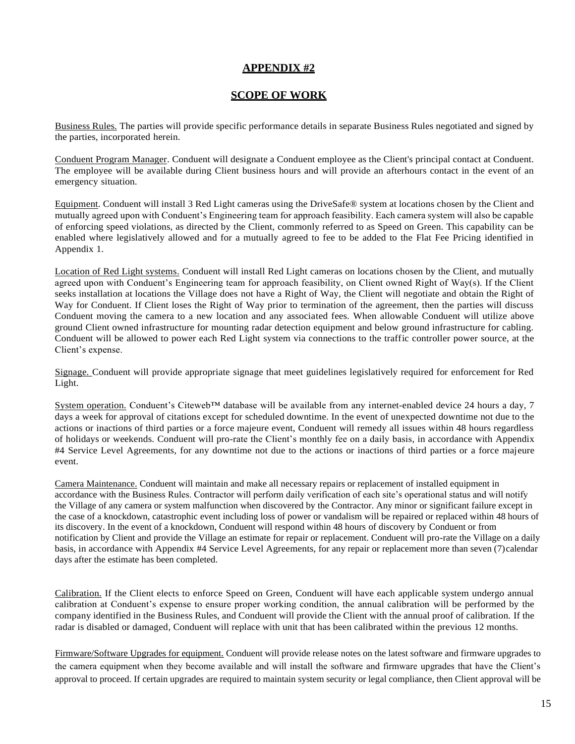## APPENDIX #2

## SCOPE OF WORK

Business Rules. The parties will provide specific performance details in separate Business Rules negotiated and signed by the parties, incorporated herein.

Conduent Program Manager. Conduent will designate a Conduent employee as the Client's principal contact at Conduent. The employee will be available during Client business hours and will provide an afterhours contact in the event of an emergency situation.

Equipment. Conduent will install 3 Red Light cameras using the DriveSafe® system at locations chosen by the Client and mutually agreed upon with Conduent's Engineering team for approach feasibility. Each camera system will also be capable of enforcing speed violations, as directed by the Client, commonly referred to as Speed on Green. This capability can be enabled where legislatively allowed and for a mutually agreed to fee to be added to the Flat Fee Pricing identified in Appendix 1.

Location of Red Light systems. Conduent will install Red Light cameras on locations chosen by the Client, and mutually agreed upon with Conduent's Engineering team for approach feasibility, on Client owned Right of Way(s). If the Client seeks installation at locations the Village does not have a Right of Way, the Client will negotiate and obtain the Right of Way for Conduent. If Client loses the Right of Way prior to termination of the agreement, then the parties will discuss Conduent moving the camera to a new location and any associated fees. When allowable Conduent will utilize above ground Client owned infrastructure for mounting radar detection equipment and below ground infrastructure for cabling. Conduent will be allowed to power each Red Light system via connections to the traffic controller power source, at the Client's expense.

Signage. Conduent will provide appropriate signage that meet guidelines legislatively required for enforcement for Red Light.

System operation. Conduent's Citeweb™ database will be available from any internet-enabled device 24 hours a day, 7 days a week for approval of citations except for scheduled downtime. In the event of unexpected downtime not due to the actions or inactions of third parties or a force majeure event, Conduent will remedy all issues within 48 hours regardless of holidays or weekends. Conduent will pro-rate the Client's monthly fee on a daily basis, in accordance with Appendix #4 Service Level Agreements, for any downtime not due to the actions or inactions of third parties or a force majeure event.

Camera Maintenance. Conduent will maintain and make all necessary repairs or replacement of installed equipment in accordance with the Business Rules. Contractor will perform daily verification of each site's operational status and will notify the Village of any camera or system malfunction when discovered by the Contractor. Any minor or significant failure except in the case of a knockdown, catastrophic event including loss of power or vandalism will be repaired or replaced within 48 hours of its discovery. In the event of a knockdown, Conduent will respond within 48 hours of discovery by Conduent or from notification by Client and provide the Village an estimate for repair or replacement. Conduent will pro-rate the Village on a daily basis, in accordance with Appendix #4 Service Level Agreements, for any repair or replacement more than seven (7) calendar days after the estimate has been completed.

Calibration. If the Client elects to enforce Speed on Green, Conduent will have each applicable system undergo annual calibration at Conduent's expense to ensure proper working condition, the annual calibration will be performed by the company identified in the Business Rules, and Conduent will provide the Client with the annual proof of calibration. If the radar is disabled or damaged, Conduent will replace with unit that has been calibrated within the previous 12 months.

Firmware/Software Upgrades for equipment. Conduent will provide release notes on the latest software and firmware upgrades to the camera equipment when they become available and will install the software and firmware upgrades that have the Client's approval to proceed. If certain upgrades are required to maintain system security or legal compliance, then Client approval will be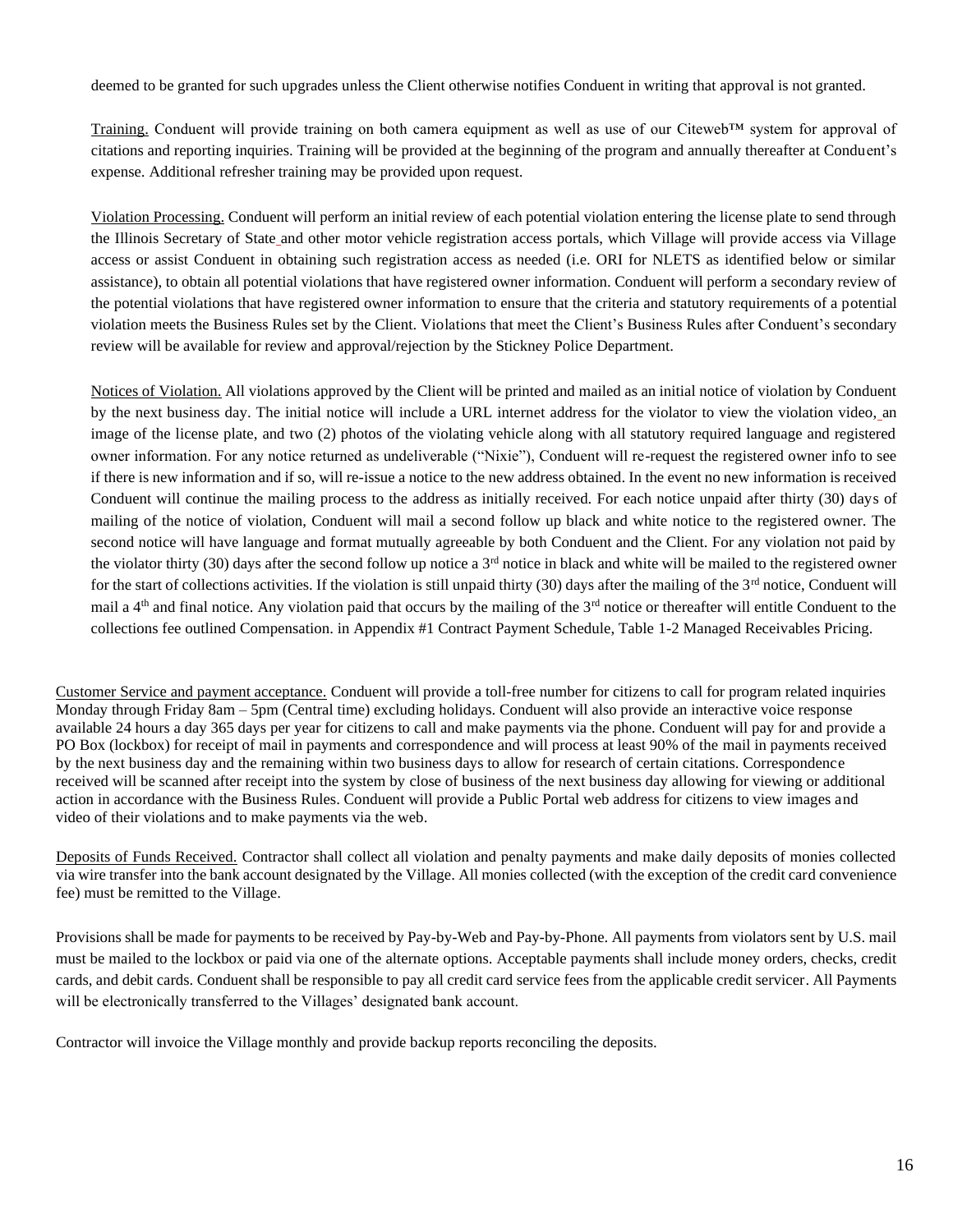deemed to be granted for such upgrades unless the Client otherwise notifies Conduent in writing that approval is not granted.

Training. Conduent will provide training on both camera equipment as well as use of our Citeweb™ system for approval of citations and reporting inquiries. Training will be provided at the beginning of the program and annually thereafter at Conduent's expense. Additional refresher training may be provided upon request.

Violation Processing. Conduent will perform an initial review of each potential violation entering the license plate to send through the Illinois Secretary of State and other motor vehicle registration access portals, which Village will provide access via Village access or assist Conduent in obtaining such registration access as needed (i.e. ORI for NLETS as identified below or similar assistance), to obtain all potential violations that have registered owner information. Conduent will perform a secondary review of the potential violations that have registered owner information to ensure that the criteria and statutory requirements of a potential violation meets the Business Rules set by the Client. Violations that meet the Client's Business Rules after Conduent's secondary review will be available for review and approval/rejection by the Stickney Police Department.

Notices of Violation. All violations approved by the Client will be printed and mailed as an initial notice of violation by Conduent by the next business day. The initial notice will include a URL internet address for the violator to view the violation video, an image of the license plate, and two (2) photos of the violating vehicle along with all statutory required language and registered owner information. For any notice returned as undeliverable ("Nixie"), Conduent will re-request the registered owner info to see if there is new information and if so, will re-issue a notice to the new address obtained. In the event no new information is received Conduent will continue the mailing process to the address as initially received. For each notice unpaid after thirty (30) days of mailing of the notice of violation, Conduent will mail a second follow up black and white notice to the registered owner. The second notice will have language and format mutually agreeable by both Conduent and the Client. For any violation not paid by the violator thirty (30) days after the second follow up notice a 3rd notice in black and white will be mailed to the registered owner for the start of collections activities. If the violation is still unpaid thirty (30) days after the mailing of the 3rd notice, Conduent will mail a 4th and final notice. Any violation paid that occurs by the mailing of the 3rd notice or thereafter will entitle Conduent to the collections fee outlined Compensation. in Appendix #1 Contract Payment Schedule, Table 1-2 Managed Receivables Pricing.

Customer Service and payment acceptance. Conduent will provide a toll-free number for citizens to call for program related inquiries Monday through Friday 8am – 5pm (Central time) excluding holidays. Conduent will also provide an interactive voice response available 24 hours a day 365 days per year for citizens to call and make payments via the phone. Conduent will pay for and provide a PO Box (lockbox) for receipt of mail in payments and correspondence and will process at least 90% of the mail in payments received by the next business day and the remaining within two business days to allow for research of certain citations. Correspondence received will be scanned after receipt into the system by close of business of the next business day allowing for viewing or additional action in accordance with the Business Rules. Conduent will provide a Public Portal web address for citizens to view images and video of their violations and to make payments via the web.

Deposits of Funds Received. Contractor shall collect all violation and penalty payments and make daily deposits of monies collected via wire transfer into the bank account designated by the Village. All monies collected (with the exception of the credit card convenience fee) must be remitted to the Village.

Provisions shall be made for payments to be received by Pay-by-Web and Pay-by-Phone. All payments from violators sent by U.S. mail must be mailed to the lockbox or paid via one of the alternate options. Acceptable payments shall include money orders, checks, credit cards, and debit cards. Conduent shall be responsible to pay all credit card service fees from the applicable credit servicer. All Payments will be electronically transferred to the Villages' designated bank account.

Contractor will invoice the Village monthly and provide backup reports reconciling the deposits.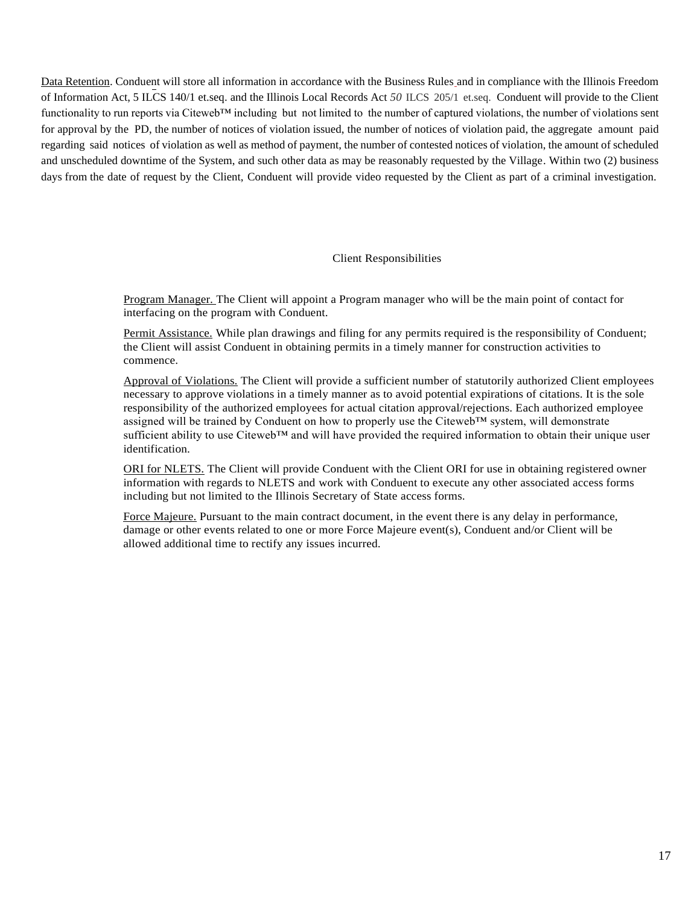Data Retention. Conduent will store all information in accordance with the Business Rules and in compliance with the Illinois Freedom of Information Act, 5 ILCS 140/1 et.seq. and the Illinois Local Records Act *50* ILCS 205/1 et.seq. Conduent will provide to the Client functionality to run reports via Citeweb™ including but not limited to the number of captured violations, the number of violations sent for approval by the PD, the number of notices of violation issued, the number of notices of violation paid, the aggregate amount paid regarding said notices of violation as well as method of payment, the number of contested notices of violation, the amount of scheduled and unscheduled downtime of the System, and such other data as may be reasonably requested by the Village. Within two (2) business days from the date of request by the Client, Conduent will provide video requested by the Client as part of a criminal investigation.

## Client Responsibilities

Program Manager. The Client will appoint a Program manager who will be the main point of contact for interfacing on the program with Conduent.

Permit Assistance. While plan drawings and filing for any permits required is the responsibility of Conduent; the Client will assist Conduent in obtaining permits in a timely manner for construction activities to commence.

Approval of Violations. The Client will provide a sufficient number of statutorily authorized Client employees necessary to approve violations in a timely manner as to avoid potential expirations of citations. It is the sole responsibility of the authorized employees for actual citation approval/rejections. Each authorized employee assigned will be trained by Conduent on how to properly use the Citeweb™ system, will demonstrate sufficient ability to use Citeweb™ and will have provided the required information to obtain their unique user identification.

ORI for NLETS. The Client will provide Conduent with the Client ORI for use in obtaining registered owner information with regards to NLETS and work with Conduent to execute any other associated access forms including but not limited to the Illinois Secretary of State access forms.

Force Majeure. Pursuant to the main contract document, in the event there is any delay in performance, damage or other events related to one or more Force Majeure event(s), Conduent and/or Client will be allowed additional time to rectify any issues incurred.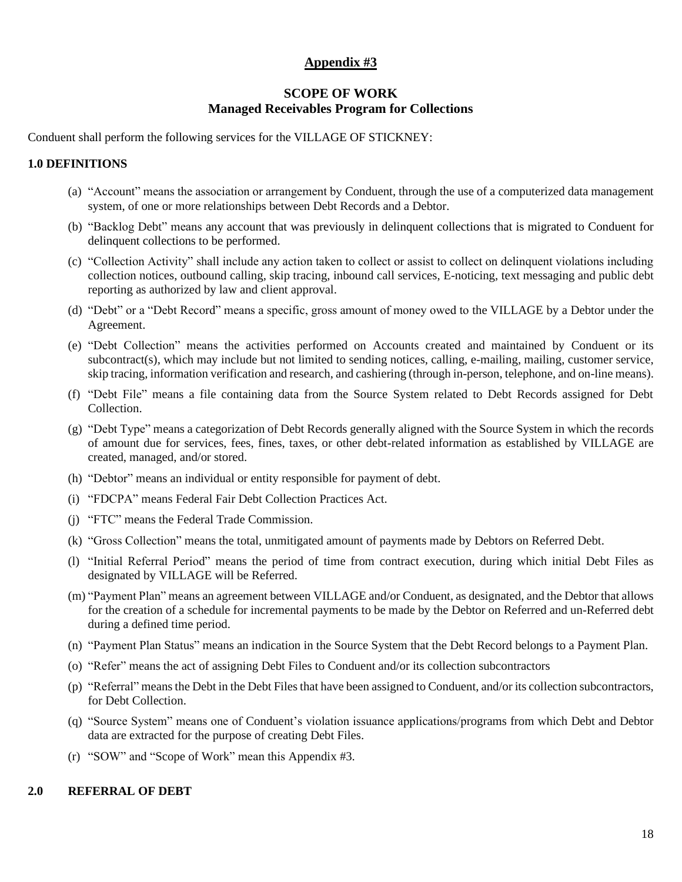## Appendix #3

### SCOPE OF WORK
### Managed Receivables Program for Collections

Conduent shall perform the following services for the VILLAGE OF STICKNEY:

**1.0 DEFINITIONS**

(a) "Account" means the association or arrangement by Conduent, through the use of a computerized data management system, of one or more relationships between Debt Records and a Debtor.

(b) "Backlog Debt" means any account that was previously in delinquent collections that is migrated to Conduent for delinquent collections to be performed.

(c) "Collection Activity" shall include any action taken to collect or assist to collect on delinquent violations including collection notices, outbound calling, skip tracing, inbound call services, E-noticing, text messaging and public debt reporting as authorized by law and client approval.

(d) "Debt" or a "Debt Record" means a specific, gross amount of money owed to the VILLAGE by a Debtor under the Agreement.

(e) "Debt Collection" means the activities performed on Accounts created and maintained by Conduent or its subcontract(s), which may include but not limited to sending notices, calling, e-mailing, mailing, customer service, skip tracing, information verification and research, and cashiering (through in-person, telephone, and on-line means).

(f) "Debt File" means a file containing data from the Source System related to Debt Records assigned for Debt Collection.

(g) "Debt Type" means a categorization of Debt Records generally aligned with the Source System in which the records of amount due for services, fees, fines, taxes, or other debt-related information as established by VILLAGE are created, managed, and/or stored.

(h) "Debtor" means an individual or entity responsible for payment of debt.

(i) "FDCPA" means Federal Fair Debt Collection Practices Act.

(j) "FTC" means the Federal Trade Commission.

(k) "Gross Collection" means the total, unmitigated amount of payments made by Debtors on Referred Debt.

(l) "Initial Referral Period" means the period of time from contract execution, during which initial Debt Files as designated by VILLAGE will be Referred.

(m) "Payment Plan" means an agreement between VILLAGE and/or Conduent, as designated, and the Debtor that allows for the creation of a schedule for incremental payments to be made by the Debtor on Referred and un-Referred debt during a defined time period.

(n) "Payment Plan Status" means an indication in the Source System that the Debt Record belongs to a Payment Plan.

(o) "Refer" means the act of assigning Debt Files to Conduent and/or its collection subcontractors

(p) "Referral" means the Debt in the Debt Files that have been assigned to Conduent, and/or its collection subcontractors, for Debt Collection.

(q) "Source System" means one of Conduent's violation issuance applications/programs from which Debt and Debtor data are extracted for the purpose of creating Debt Files.

(r) "SOW" and "Scope of Work" mean this Appendix #3.

**2.0 REFERRAL OF DEBT**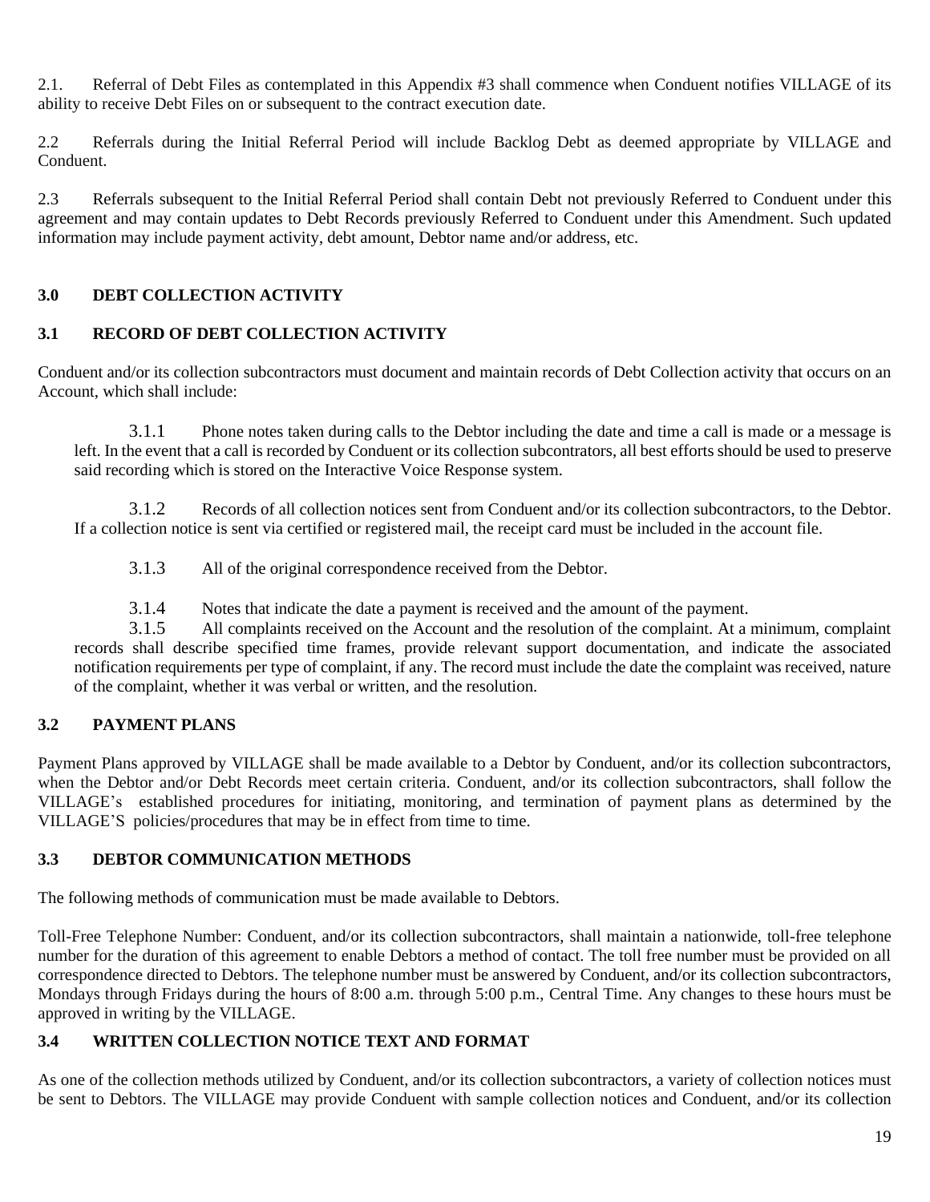2.1. Referral of Debt Files as contemplated in this Appendix #3 shall commence when Conduent notifies VILLAGE of its ability to receive Debt Files on or subsequent to the contract execution date.

2.2 Referrals during the Initial Referral Period will include Backlog Debt as deemed appropriate by VILLAGE and Conduent.

2.3 Referrals subsequent to the Initial Referral Period shall contain Debt not previously Referred to Conduent under this agreement and may contain updates to Debt Records previously Referred to Conduent under this Amendment. Such updated information may include payment activity, debt amount, Debtor name and/or address, etc.

## 3.0 DEBT COLLECTION ACTIVITY

### 3.1 RECORD OF DEBT COLLECTION ACTIVITY

Conduent and/or its collection subcontractors must document and maintain records of Debt Collection activity that occurs on an Account, which shall include:

3.1.1 Phone notes taken during calls to the Debtor including the date and time a call is made or a message is left. In the event that a call is recorded by Conduent or its collection subcontrators, all best efforts should be used to preserve said recording which is stored on the Interactive Voice Response system.

3.1.2 Records of all collection notices sent from Conduent and/or its collection subcontractors, to the Debtor. If a collection notice is sent via certified or registered mail, the receipt card must be included in the account file.

3.1.3 All of the original correspondence received from the Debtor.

3.1.4 Notes that indicate the date a payment is received and the amount of the payment.

3.1.5 All complaints received on the Account and the resolution of the complaint. At a minimum, complaint records shall describe specified time frames, provide relevant support documentation, and indicate the associated notification requirements per type of complaint, if any. The record must include the date the complaint was received, nature of the complaint, whether it was verbal or written, and the resolution.

### 3.2 PAYMENT PLANS

Payment Plans approved by VILLAGE shall be made available to a Debtor by Conduent, and/or its collection subcontractors, when the Debtor and/or Debt Records meet certain criteria. Conduent, and/or its collection subcontractors, shall follow the VILLAGE's established procedures for initiating, monitoring, and termination of payment plans as determined by the VILLAGE'S policies/procedures that may be in effect from time to time.

### 3.3 DEBTOR COMMUNICATION METHODS

The following methods of communication must be made available to Debtors.

Toll-Free Telephone Number: Conduent, and/or its collection subcontractors, shall maintain a nationwide, toll-free telephone number for the duration of this agreement to enable Debtors a method of contact. The toll free number must be provided on all correspondence directed to Debtors. The telephone number must be answered by Conduent, and/or its collection subcontractors, Mondays through Fridays during the hours of 8:00 a.m. through 5:00 p.m., Central Time. Any changes to these hours must be approved in writing by the VILLAGE.

### 3.4 WRITTEN COLLECTION NOTICE TEXT AND FORMAT

As one of the collection methods utilized by Conduent, and/or its collection subcontractors, a variety of collection notices must be sent to Debtors. The VILLAGE may provide Conduent with sample collection notices and Conduent, and/or its collection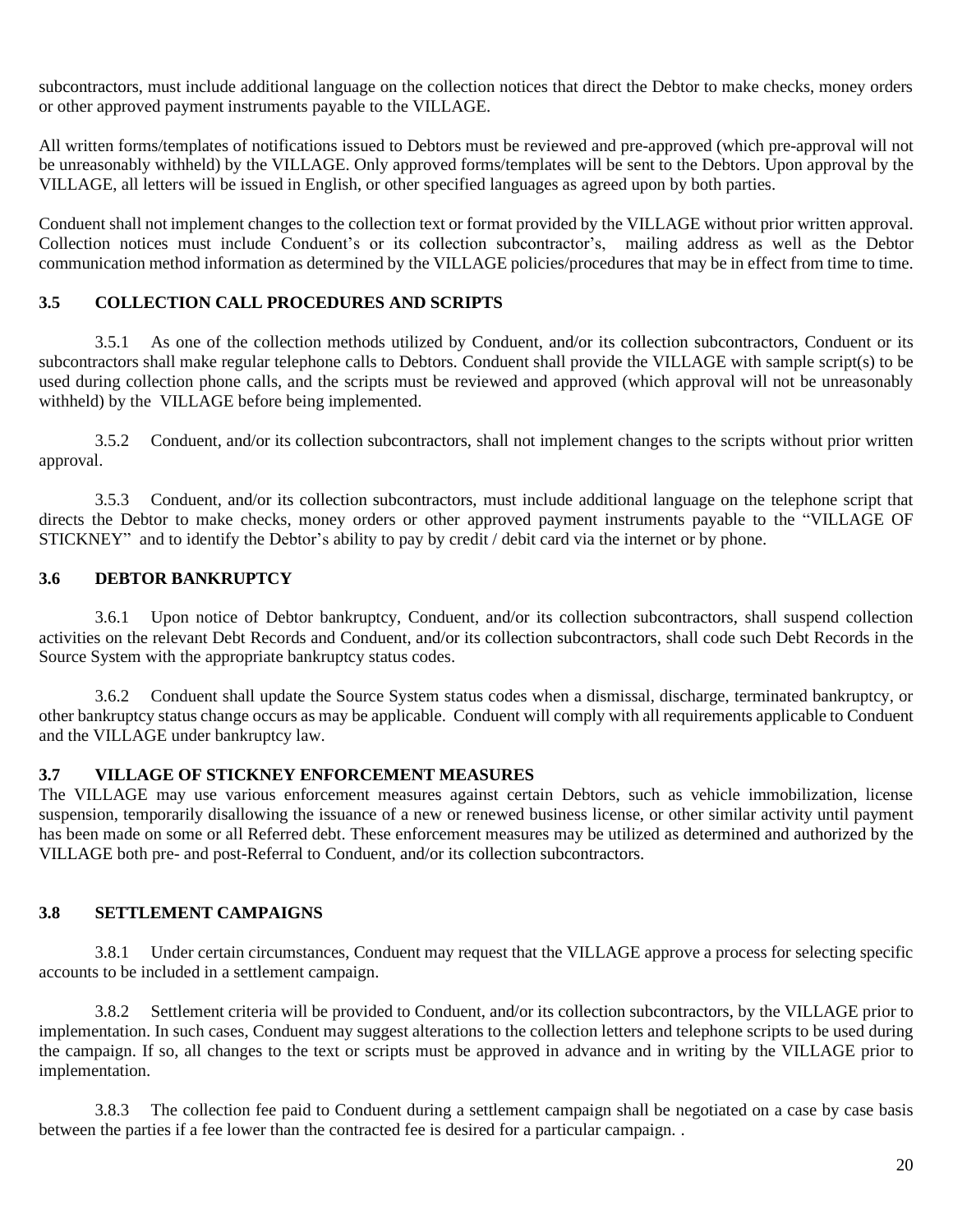subcontractors, must include additional language on the collection notices that direct the Debtor to make checks, money orders or other approved payment instruments payable to the VILLAGE.

All written forms/templates of notifications issued to Debtors must be reviewed and pre-approved (which pre-approval will not be unreasonably withheld) by the VILLAGE. Only approved forms/templates will be sent to the Debtors. Upon approval by the VILLAGE, all letters will be issued in English, or other specified languages as agreed upon by both parties.

Conduent shall not implement changes to the collection text or format provided by the VILLAGE without prior written approval. Collection notices must include Conduent's or its collection subcontractor's, mailing address as well as the Debtor communication method information as determined by the VILLAGE policies/procedures that may be in effect from time to time.

### 3.5 COLLECTION CALL PROCEDURES AND SCRIPTS

3.5.1 As one of the collection methods utilized by Conduent, and/or its collection subcontractors, Conduent or its subcontractors shall make regular telephone calls to Debtors. Conduent shall provide the VILLAGE with sample script(s) to be used during collection phone calls, and the scripts must be reviewed and approved (which approval will not be unreasonably withheld) by the VILLAGE before being implemented.

3.5.2 Conduent, and/or its collection subcontractors, shall not implement changes to the scripts without prior written approval.

3.5.3 Conduent, and/or its collection subcontractors, must include additional language on the telephone script that directs the Debtor to make checks, money orders or other approved payment instruments payable to the "VILLAGE OF STICKNEY" and to identify the Debtor's ability to pay by credit / debit card via the internet or by phone.

### 3.6 DEBTOR BANKRUPTCY

3.6.1 Upon notice of Debtor bankruptcy, Conduent, and/or its collection subcontractors, shall suspend collection activities on the relevant Debt Records and Conduent, and/or its collection subcontractors, shall code such Debt Records in the Source System with the appropriate bankruptcy status codes.

3.6.2 Conduent shall update the Source System status codes when a dismissal, discharge, terminated bankruptcy, or other bankruptcy status change occurs as may be applicable. Conduent will comply with all requirements applicable to Conduent and the VILLAGE under bankruptcy law.

### 3.7 VILLAGE OF STICKNEY ENFORCEMENT MEASURES

The VILLAGE may use various enforcement measures against certain Debtors, such as vehicle immobilization, license suspension, temporarily disallowing the issuance of a new or renewed business license, or other similar activity until payment has been made on some or all Referred debt. These enforcement measures may be utilized as determined and authorized by the VILLAGE both pre- and post-Referral to Conduent, and/or its collection subcontractors.

### 3.8 SETTLEMENT CAMPAIGNS

3.8.1 Under certain circumstances, Conduent may request that the VILLAGE approve a process for selecting specific accounts to be included in a settlement campaign.

3.8.2 Settlement criteria will be provided to Conduent, and/or its collection subcontractors, by the VILLAGE prior to implementation. In such cases, Conduent may suggest alterations to the collection letters and telephone scripts to be used during the campaign. If so, all changes to the text or scripts must be approved in advance and in writing by the VILLAGE prior to implementation.

3.8.3 The collection fee paid to Conduent during a settlement campaign shall be negotiated on a case by case basis between the parties if a fee lower than the contracted fee is desired for a particular campaign. .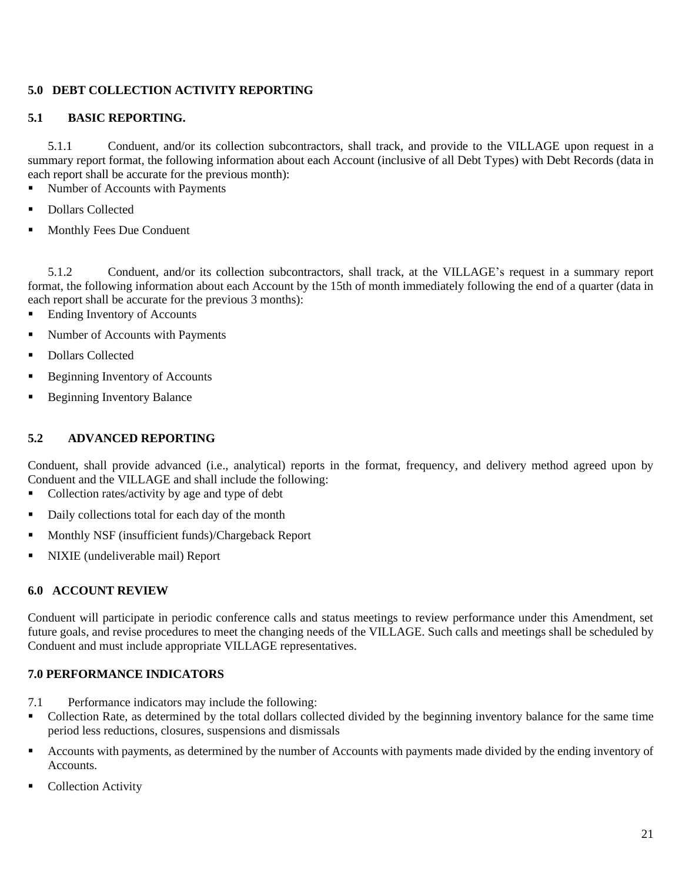## 5.0 DEBT COLLECTION ACTIVITY REPORTING

### 5.1 BASIC REPORTING.

5.1.1 Conduent, and/or its collection subcontractors, shall track, and provide to the VILLAGE upon request in a summary report format, the following information about each Account (inclusive of all Debt Types) with Debt Records (data in each report shall be accurate for the previous month):

- Number of Accounts with Payments
- Dollars Collected
- Monthly Fees Due Conduent

5.1.2 Conduent, and/or its collection subcontractors, shall track, at the VILLAGE's request in a summary report format, the following information about each Account by the 15th of month immediately following the end of a quarter (data in each report shall be accurate for the previous 3 months):

- Ending Inventory of Accounts
- Number of Accounts with Payments
- Dollars Collected
- Beginning Inventory of Accounts
- Beginning Inventory Balance

### 5.2 ADVANCED REPORTING

Conduent, shall provide advanced (i.e., analytical) reports in the format, frequency, and delivery method agreed upon by Conduent and the VILLAGE and shall include the following:

- Collection rates/activity by age and type of debt
- Daily collections total for each day of the month
- Monthly NSF (insufficient funds)/Chargeback Report
- NIXIE (undeliverable mail) Report

## 6.0 ACCOUNT REVIEW

Conduent will participate in periodic conference calls and status meetings to review performance under this Amendment, set future goals, and revise procedures to meet the changing needs of the VILLAGE. Such calls and meetings shall be scheduled by Conduent and must include appropriate VILLAGE representatives.

## 7.0 PERFORMANCE INDICATORS

7.1 Performance indicators may include the following:

- Collection Rate, as determined by the total dollars collected divided by the beginning inventory balance for the same time period less reductions, closures, suspensions and dismissals
- Accounts with payments, as determined by the number of Accounts with payments made divided by the ending inventory of Accounts.
- Collection Activity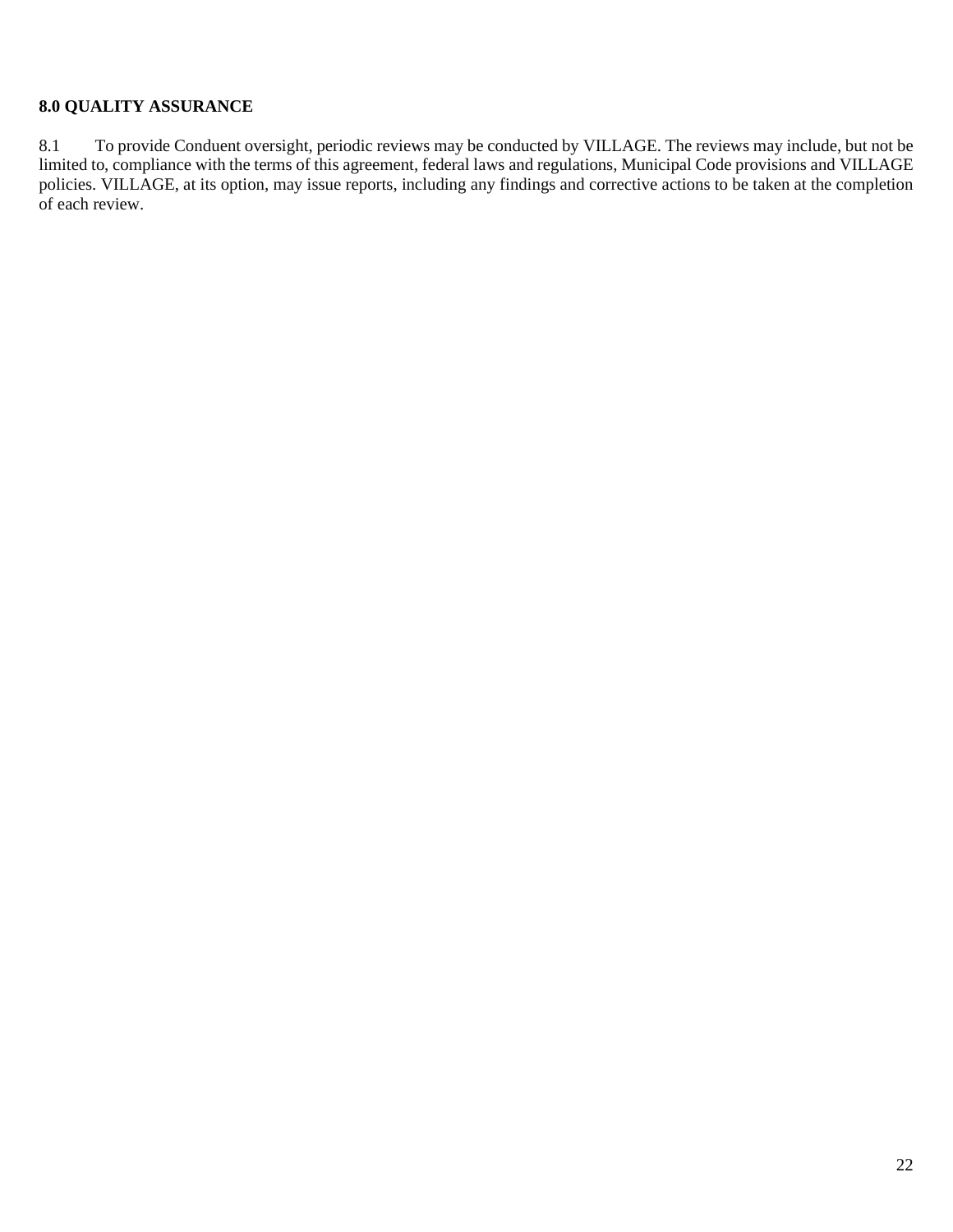**8.0 QUALITY ASSURANCE**

8.1 To provide Conduent oversight, periodic reviews may be conducted by VILLAGE. The reviews may include, but not be limited to, compliance with the terms of this agreement, federal laws and regulations, Municipal Code provisions and VILLAGE policies. VILLAGE, at its option, may issue reports, including any findings and corrective actions to be taken at the completion of each review.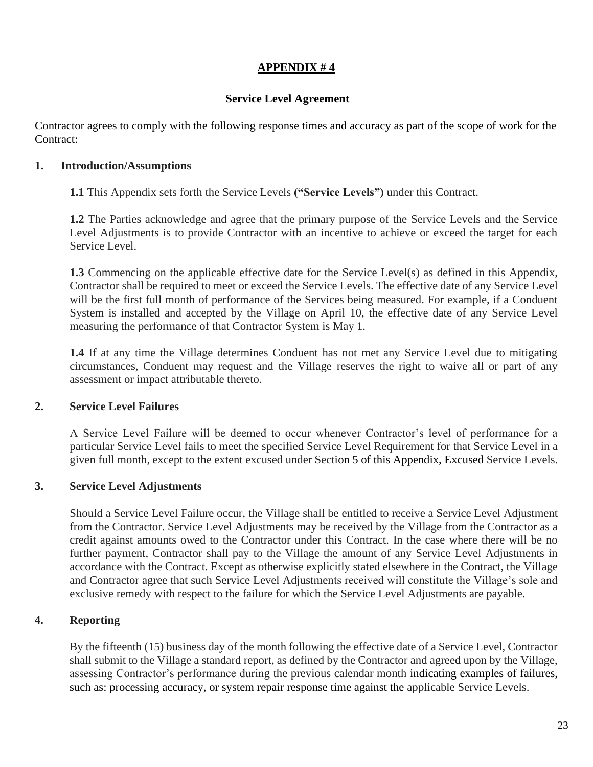# APPENDIX # 4

## Service Level Agreement

Contractor agrees to comply with the following response times and accuracy as part of the scope of work for the Contract:

### 1. Introduction/Assumptions

**1.1** This Appendix sets forth the Service Levels **("Service Levels")** under this Contract.

**1.2** The Parties acknowledge and agree that the primary purpose of the Service Levels and the Service Level Adjustments is to provide Contractor with an incentive to achieve or exceed the target for each Service Level.

**1.3** Commencing on the applicable effective date for the Service Level(s) as defined in this Appendix, Contractor shall be required to meet or exceed the Service Levels. The effective date of any Service Level will be the first full month of performance of the Services being measured. For example, if a Conduent System is installed and accepted by the Village on April 10, the effective date of any Service Level measuring the performance of that Contractor System is May 1.

**1.4** If at any time the Village determines Conduent has not met any Service Level due to mitigating circumstances, Conduent may request and the Village reserves the right to waive all or part of any assessment or impact attributable thereto.

### 2. Service Level Failures

A Service Level Failure will be deemed to occur whenever Contractor's level of performance for a particular Service Level fails to meet the specified Service Level Requirement for that Service Level in a given full month, except to the extent excused under Section 5 of this Appendix, Excused Service Levels.

### 3. Service Level Adjustments

Should a Service Level Failure occur, the Village shall be entitled to receive a Service Level Adjustment from the Contractor. Service Level Adjustments may be received by the Village from the Contractor as a credit against amounts owed to the Contractor under this Contract. In the case where there will be no further payment, Contractor shall pay to the Village the amount of any Service Level Adjustments in accordance with the Contract. Except as otherwise explicitly stated elsewhere in the Contract, the Village and Contractor agree that such Service Level Adjustments received will constitute the Village's sole and exclusive remedy with respect to the failure for which the Service Level Adjustments are payable.

### 4. Reporting

By the fifteenth (15) business day of the month following the effective date of a Service Level, Contractor shall submit to the Village a standard report, as defined by the Contractor and agreed upon by the Village, assessing Contractor's performance during the previous calendar month indicating examples of failures, such as: processing accuracy, or system repair response time against the applicable Service Levels.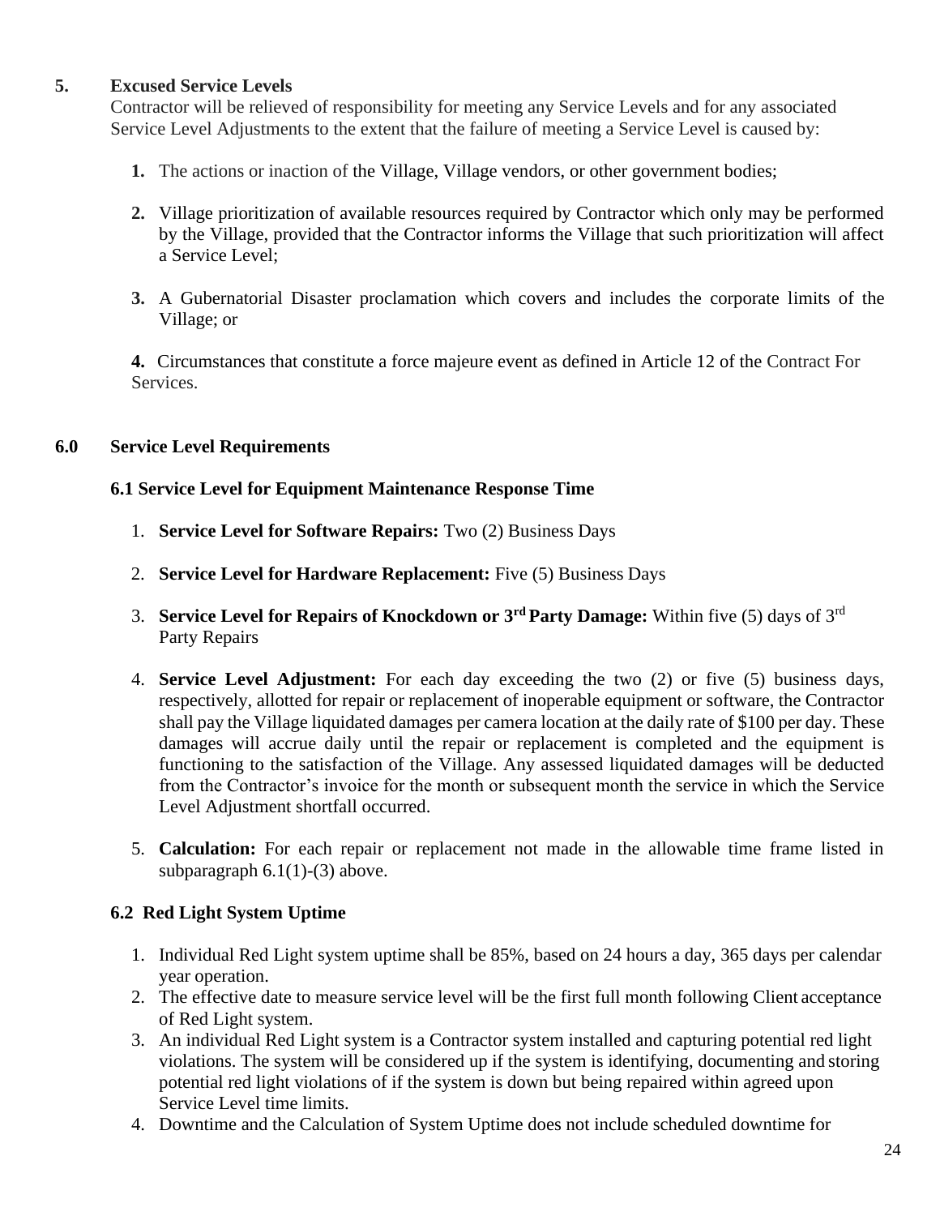## 5. Excused Service Levels

Contractor will be relieved of responsibility for meeting any Service Levels and for any associated Service Level Adjustments to the extent that the failure of meeting a Service Level is caused by:

1. The actions or inaction of the Village, Village vendors, or other government bodies;

2. Village prioritization of available resources required by Contractor which only may be performed by the Village, provided that the Contractor informs the Village that such prioritization will affect a Service Level;

3. A Gubernatorial Disaster proclamation which covers and includes the corporate limits of the Village; or

4. Circumstances that constitute a force majeure event as defined in Article 12 of the Contract For Services.

## 6.0 Service Level Requirements

### 6.1 Service Level for Equipment Maintenance Response Time

1. **Service Level for Software Repairs:** Two (2) Business Days

2. **Service Level for Hardware Replacement:** Five (5) Business Days

3. **Service Level for Repairs of Knockdown or 3rd Party Damage:** Within five (5) days of 3rd Party Repairs

4. **Service Level Adjustment:** For each day exceeding the two (2) or five (5) business days, respectively, allotted for repair or replacement of inoperable equipment or software, the Contractor shall pay the Village liquidated damages per camera location at the daily rate of $100 per day. These damages will accrue daily until the repair or replacement is completed and the equipment is functioning to the satisfaction of the Village. Any assessed liquidated damages will be deducted from the Contractor's invoice for the month or subsequent month the service in which the Service Level Adjustment shortfall occurred.

5. **Calculation:** For each repair or replacement not made in the allowable time frame listed in subparagraph 6.1(1)-(3) above.

### 6.2 Red Light System Uptime

1. Individual Red Light system uptime shall be 85%, based on 24 hours a day, 365 days per calendar year operation.
2. The effective date to measure service level will be the first full month following Client acceptance of Red Light system.
3. An individual Red Light system is a Contractor system installed and capturing potential red light violations. The system will be considered up if the system is identifying, documenting and storing potential red light violations of if the system is down but being repaired within agreed upon Service Level time limits.
4. Downtime and the Calculation of System Uptime does not include scheduled downtime for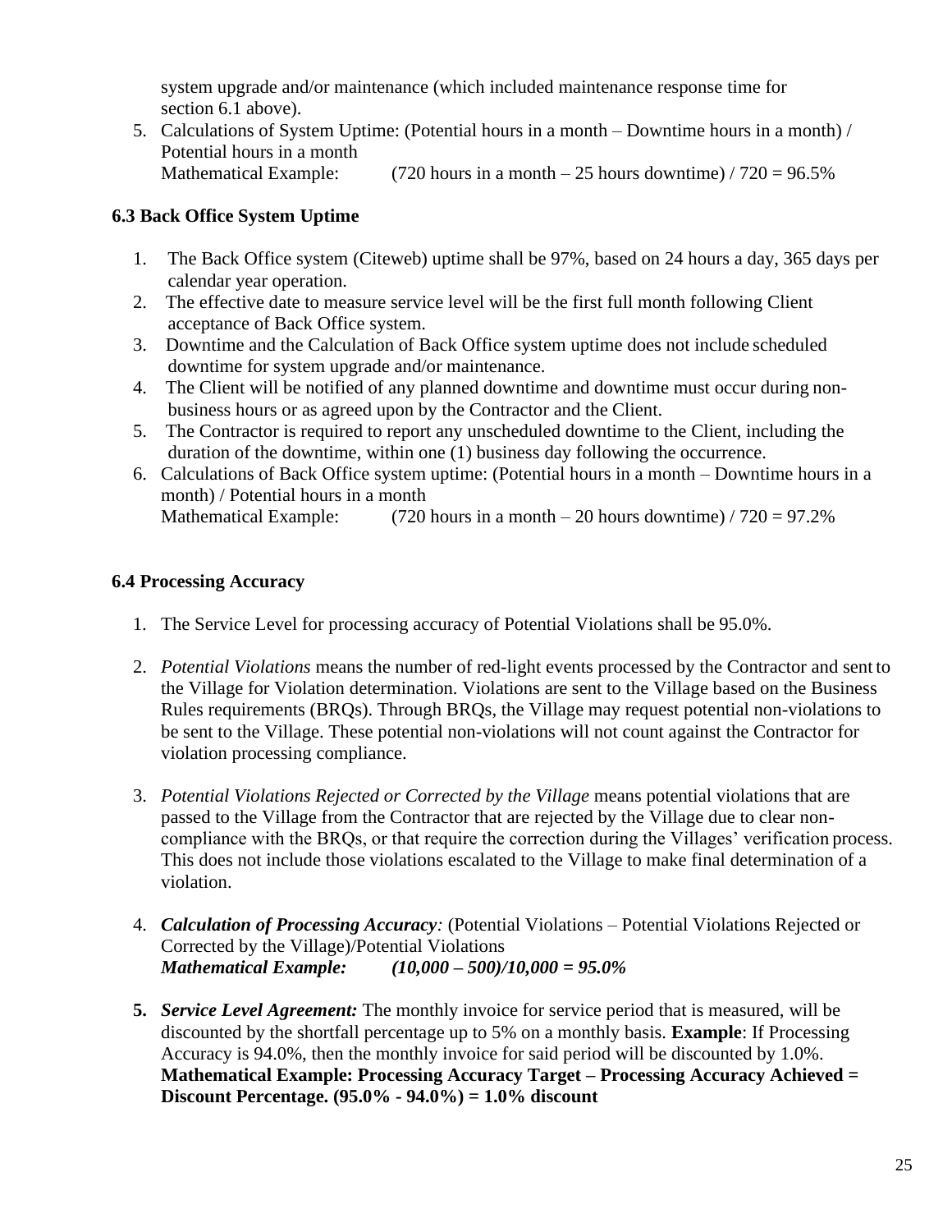system upgrade and/or maintenance (which included maintenance response time for section 6.1 above).

5. Calculations of System Uptime: (Potential hours in a month – Downtime hours in a month) / Potential hours in a month
   Mathematical Example: (720 hours in a month – 25 hours downtime) / 720 = 96.5%

**6.3 Back Office System Uptime**

1. The Back Office system (Citeweb) uptime shall be 97%, based on 24 hours a day, 365 days per calendar year operation.
2. The effective date to measure service level will be the first full month following Client acceptance of Back Office system.
3. Downtime and the Calculation of Back Office system uptime does not include scheduled downtime for system upgrade and/or maintenance.
4. The Client will be notified of any planned downtime and downtime must occur during non-business hours or as agreed upon by the Contractor and the Client.
5. The Contractor is required to report any unscheduled downtime to the Client, including the duration of the downtime, within one (1) business day following the occurrence.
6. Calculations of Back Office system uptime: (Potential hours in a month – Downtime hours in a month) / Potential hours in a month
   Mathematical Example: (720 hours in a month – 20 hours downtime) / 720 = 97.2%

**6.4 Processing Accuracy**

1. The Service Level for processing accuracy of Potential Violations shall be 95.0%.

2. *Potential Violations* means the number of red-light events processed by the Contractor and sent to the Village for Violation determination. Violations are sent to the Village based on the Business Rules requirements (BRQs). Through BRQs, the Village may request potential non-violations to be sent to the Village. These potential non-violations will not count against the Contractor for violation processing compliance.

3. *Potential Violations Rejected or Corrected by the Village* means potential violations that are passed to the Village from the Contractor that are rejected by the Village due to clear non-compliance with the BRQs, or that require the correction during the Villages' verification process. This does not include those violations escalated to the Village to make final determination of a violation.

4. ***Calculation of Processing Accuracy:*** (Potential Violations – Potential Violations Rejected or Corrected by the Village)/Potential Violations
   ***Mathematical Example: (10,000 – 500)/10,000 = 95.0%***

5. ***Service Level Agreement:*** The monthly invoice for service period that is measured, will be discounted by the shortfall percentage up to 5% on a monthly basis. **Example**: If Processing Accuracy is 94.0%, then the monthly invoice for said period will be discounted by 1.0%.
   **Mathematical Example: Processing Accuracy Target – Processing Accuracy Achieved = Discount Percentage. (95.0% - 94.0%) = 1.0% discount**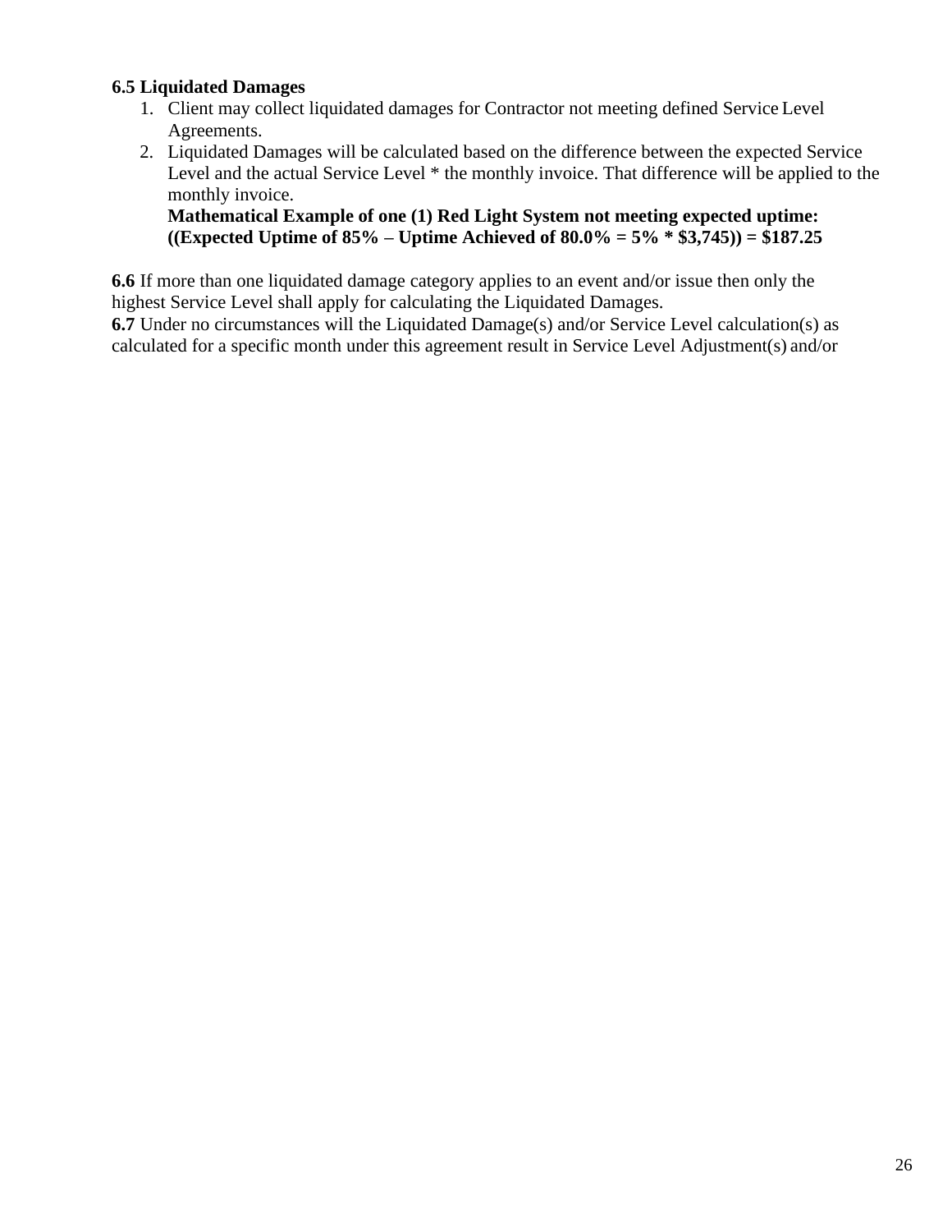**6.5 Liquidated Damages**

1. Client may collect liquidated damages for Contractor not meeting defined Service Level Agreements.
2. Liquidated Damages will be calculated based on the difference between the expected Service Level and the actual Service Level * the monthly invoice. That difference will be applied to the monthly invoice.
   **Mathematical Example of one (1) Red Light System not meeting expected uptime:**
   **((Expected Uptime of 85% – Uptime Achieved of 80.0% = 5% * $3,745)) = $187.25**

**6.6** If more than one liquidated damage category applies to an event and/or issue then only the highest Service Level shall apply for calculating the Liquidated Damages.
**6.7** Under no circumstances will the Liquidated Damage(s) and/or Service Level calculation(s) as calculated for a specific month under this agreement result in Service Level Adjustment(s) and/or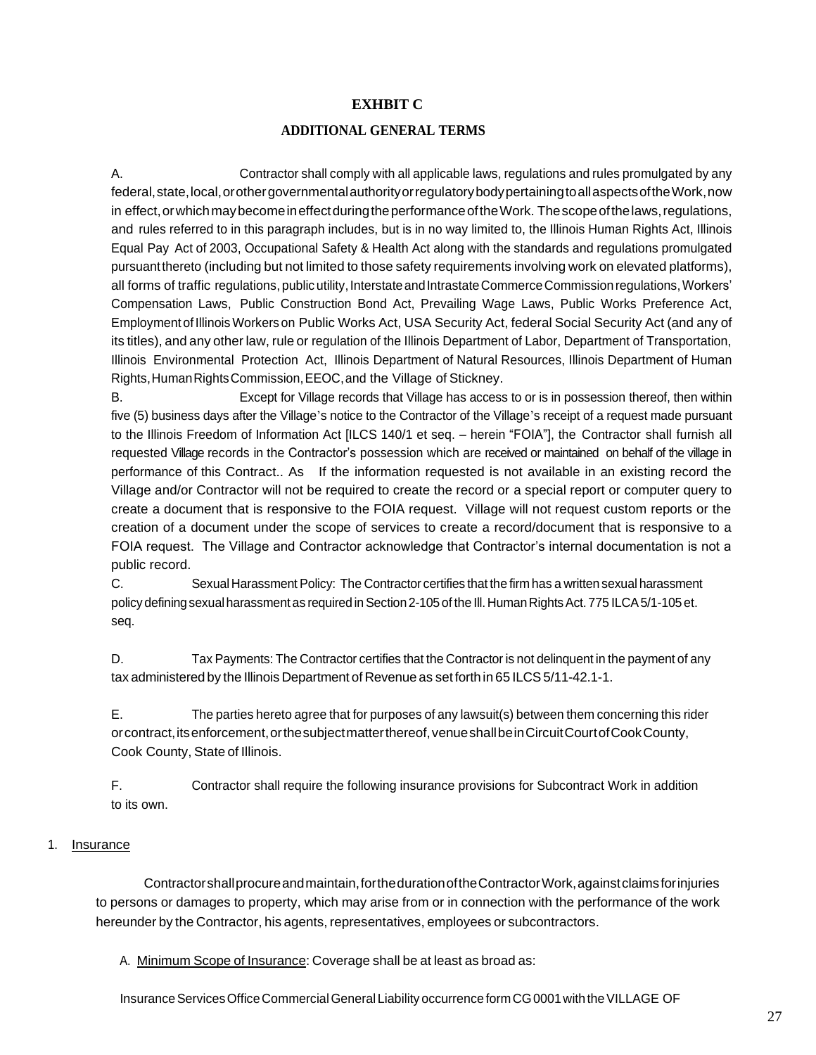# EXHBIT C

## ADDITIONAL GENERAL TERMS

A. Contractor shall comply with all applicable laws, regulations and rules promulgated by any federal, state, local, or other governmental authority or regulatory body pertaining to all aspects of the Work, now in effect, or which may become in effect during the performance of the Work. The scope of the laws, regulations, and rules referred to in this paragraph includes, but is in no way limited to, the Illinois Human Rights Act, Illinois Equal Pay Act of 2003, Occupational Safety & Health Act along with the standards and regulations promulgated pursuant thereto (including but not limited to those safety requirements involving work on elevated platforms), all forms of traffic regulations, public utility, Interstate and Intrastate Commerce Commission regulations, Workers' Compensation Laws, Public Construction Bond Act, Prevailing Wage Laws, Public Works Preference Act, Employment of Illinois Workers on Public Works Act, USA Security Act, federal Social Security Act (and any of its titles), and any other law, rule or regulation of the Illinois Department of Labor, Department of Transportation, Illinois Environmental Protection Act, Illinois Department of Natural Resources, Illinois Department of Human Rights, Human Rights Commission, EEOC, and the Village of Stickney.

B. Except for Village records that Village has access to or is in possession thereof, then within five (5) business days after the Village's notice to the Contractor of the Village's receipt of a request made pursuant to the Illinois Freedom of Information Act [ILCS 140/1 et seq. – herein "FOIA"], the Contractor shall furnish all requested Village records in the Contractor's possession which are received or maintained on behalf of the village in performance of this Contract.. As If the information requested is not available in an existing record the Village and/or Contractor will not be required to create the record or a special report or computer query to create a document that is responsive to the FOIA request. Village will not request custom reports or the creation of a document under the scope of services to create a record/document that is responsive to a FOIA request. The Village and Contractor acknowledge that Contractor's internal documentation is not a public record.

C. Sexual Harassment Policy: The Contractor certifies that the firm has a written sexual harassment policy defining sexual harassment as required in Section 2-105 of the Ill. Human Rights Act. 775 ILCA 5/1-105 et. seq.

D. Tax Payments: The Contractor certifies that the Contractor is not delinquent in the payment of any tax administered by the Illinois Department of Revenue as set forth in 65 ILCS 5/11-42.1-1.

E. The parties hereto agree that for purposes of any lawsuit(s) between them concerning this rider or contract, its enforcement, or the subject matter thereof, venue shall be in Circuit Court of Cook County, Cook County, State of Illinois.

F. Contractor shall require the following insurance provisions for Subcontract Work in addition to its own.

1. <u>Insurance</u>

Contractor shall procure and maintain, for the duration of the Contractor Work, against claims for injuries to persons or damages to property, which may arise from or in connection with the performance of the work hereunder by the Contractor, his agents, representatives, employees or subcontractors.

A. <u>Minimum Scope of Insurance</u>: Coverage shall be at least as broad as:

Insurance Services Office Commercial General Liability occurrence form CG 0001 with the VILLAGE OF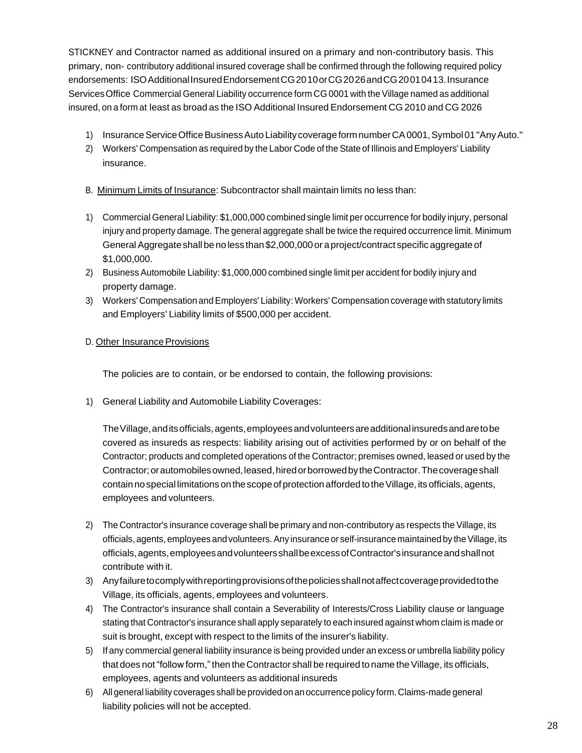STICKNEY and Contractor named as additional insured on a primary and non-contributory basis. This primary, non- contributory additional insured coverage shall be confirmed through the following required policy endorsements: ISO Additional Insured Endorsement CG 2010 or CG 2026 and CG 2001 04 13. Insurance Services Office Commercial General Liability occurrence form CG 0001 with the Village named as additional insured, on a form at least as broad as the ISO Additional Insured Endorsement CG 2010 and CG 2026

1) Insurance Service Office Business Auto Liability coverage form number CA 0001, Symbol 01 "Any Auto."
2) Workers' Compensation as required by the Labor Code of the State of Illinois and Employers' Liability insurance.

B. Minimum Limits of Insurance: Subcontractor shall maintain limits no less than:

1) Commercial General Liability: $1,000,000 combined single limit per occurrence for bodily injury, personal injury and property damage. The general aggregate shall be twice the required occurrence limit. Minimum General Aggregate shall be no less than $2,000,000 or a project/contract specific aggregate of $1,000,000.
2) Business Automobile Liability: $1,000,000 combined single limit per accident for bodily injury and property damage.
3) Workers' Compensation and Employers' Liability: Workers' Compensation coverage with statutory limits and Employers' Liability limits of $500,000 per accident.

D. Other Insurance Provisions

The policies are to contain, or be endorsed to contain, the following provisions:

1) General Liability and Automobile Liability Coverages:

The Village, and its officials, agents, employees and volunteers are additional insureds and are to be covered as insureds as respects: liability arising out of activities performed by or on behalf of the Contractor; products and completed operations of the Contractor; premises owned, leased or used by the Contractor; or automobiles owned, leased, hired or borrowed by the Contractor. The coverage shall contain no special limitations on the scope of protection afforded to the Village, its officials, agents, employees and volunteers.

2) The Contractor's insurance coverage shall be primary and non-contributory as respects the Village, its officials, agents, employees and volunteers. Any insurance or self-insurance maintained by the Village, its officials, agents, employees and volunteers shall be excess of Contractor's insurance and shall not contribute with it.
3) Any failure to comply with reporting provisions of the policies shall not affect coverage provided to the Village, its officials, agents, employees and volunteers.
4) The Contractor's insurance shall contain a Severability of Interests/Cross Liability clause or language stating that Contractor's insurance shall apply separately to each insured against whom claim is made or suit is brought, except with respect to the limits of the insurer's liability.
5) If any commercial general liability insurance is being provided under an excess or umbrella liability policy that does not "follow form," then the Contractor shall be required to name the Village, its officials, employees, agents and volunteers as additional insureds
6) All general liability coverages shall be provided on an occurrence policy form. Claims-made general liability policies will not be accepted.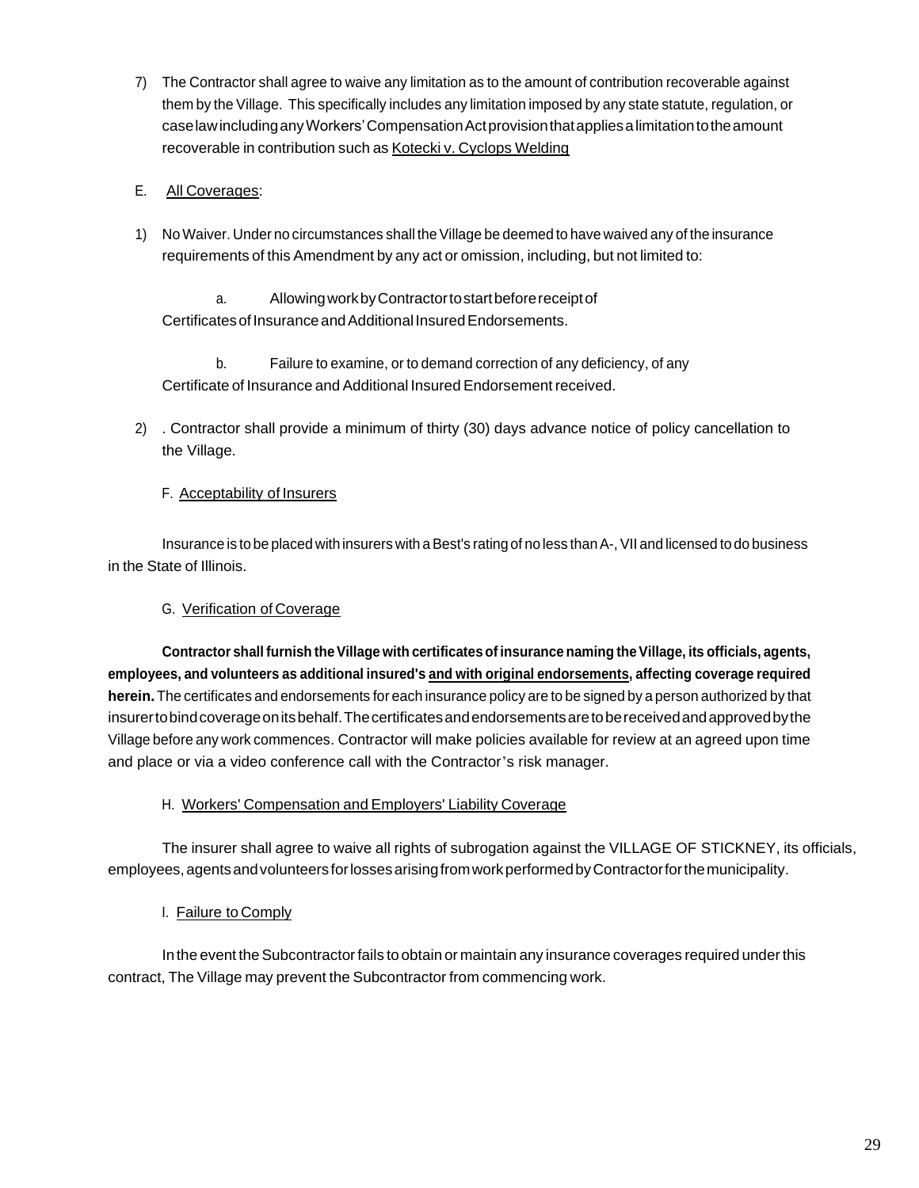7) The Contractor shall agree to waive any limitation as to the amount of contribution recoverable against them by the Village. This specifically includes any limitation imposed by any state statute, regulation, or case law including any Workers' Compensation Act provision that applies a limitation to the amount recoverable in contribution such as Kotecki v. Cyclops Welding

E. All Coverages:

1) No Waiver. Under no circumstances shall the Village be deemed to have waived any of the insurance requirements of this Amendment by any act or omission, including, but not limited to:

    a. Allowing work by Contractor to start before receipt of Certificates of Insurance and Additional Insured Endorsements.

    b. Failure to examine, or to demand correction of any deficiency, of any Certificate of Insurance and Additional Insured Endorsement received.

2) . Contractor shall provide a minimum of thirty (30) days advance notice of policy cancellation to the Village.

F. Acceptability of Insurers

Insurance is to be placed with insurers with a Best's rating of no less than A-, VII and licensed to do business in the State of Illinois.

G. Verification of Coverage

**Contractor shall furnish the Village with certificates of insurance naming the Village, its officials, agents, employees, and volunteers as additional insured's and with original endorsements, affecting coverage required herein.** The certificates and endorsements for each insurance policy are to be signed by a person authorized by that insurer to bind coverage on its behalf. The certificates and endorsements are to be received and approved by the Village before any work commences. Contractor will make policies available for review at an agreed upon time and place or via a video conference call with the Contractor's risk manager.

H. Workers' Compensation and Employers' Liability Coverage

The insurer shall agree to waive all rights of subrogation against the VILLAGE OF STICKNEY, its officials, employees, agents and volunteers for losses arising from work performed by Contractor for the municipality.

I. Failure to Comply

In the event the Subcontractor fails to obtain or maintain any insurance coverages required under this contract, The Village may prevent the Subcontractor from commencing work.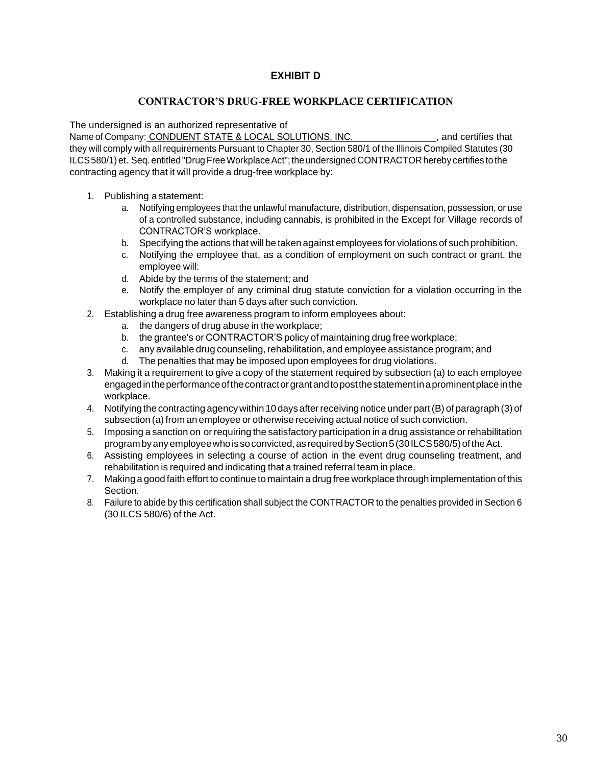# EXHIBIT D

## CONTRACTOR'S DRUG-FREE WORKPLACE CERTIFICATION

The undersigned is an authorized representative of
Name of Company: CONDUENT STATE & LOCAL SOLUTIONS, INC. , and certifies that they will comply with all requirements Pursuant to Chapter 30, Section 580/1 of the Illinois Compiled Statutes (30 ILCS 580/1) et. Seq. entitled "Drug Free Workplace Act"; the undersigned CONTRACTOR hereby certifies to the contracting agency that it will provide a drug-free workplace by:

1. Publishing a statement:
   a. Notifying employees that the unlawful manufacture, distribution, dispensation, possession, or use of a controlled substance, including cannabis, is prohibited in the Except for Village records of CONTRACTOR'S workplace.
   b. Specifying the actions that will be taken against employees for violations of such prohibition.
   c. Notifying the employee that, as a condition of employment on such contract or grant, the employee will:
   d. Abide by the terms of the statement; and
   e. Notify the employer of any criminal drug statute conviction for a violation occurring in the workplace no later than 5 days after such conviction.
2. Establishing a drug free awareness program to inform employees about:
   a. the dangers of drug abuse in the workplace;
   b. the grantee's or CONTRACTOR'S policy of maintaining drug free workplace;
   c. any available drug counseling, rehabilitation, and employee assistance program; and
   d. The penalties that may be imposed upon employees for drug violations.
3. Making it a requirement to give a copy of the statement required by subsection (a) to each employee engaged in the performance of the contract or grant and to post the statement in a prominent place in the workplace.
4. Notifying the contracting agency within 10 days after receiving notice under part (B) of paragraph (3) of subsection (a) from an employee or otherwise receiving actual notice of such conviction.
5. Imposing a sanction on or requiring the satisfactory participation in a drug assistance or rehabilitation program by any employee who is so convicted, as required by Section 5 (30 ILCS 580/5) of the Act.
6. Assisting employees in selecting a course of action in the event drug counseling treatment, and rehabilitation is required and indicating that a trained referral team in place.
7. Making a good faith effort to continue to maintain a drug free workplace through implementation of this Section.
8. Failure to abide by this certification shall subject the CONTRACTOR to the penalties provided in Section 6 (30 ILCS 580/6) of the Act.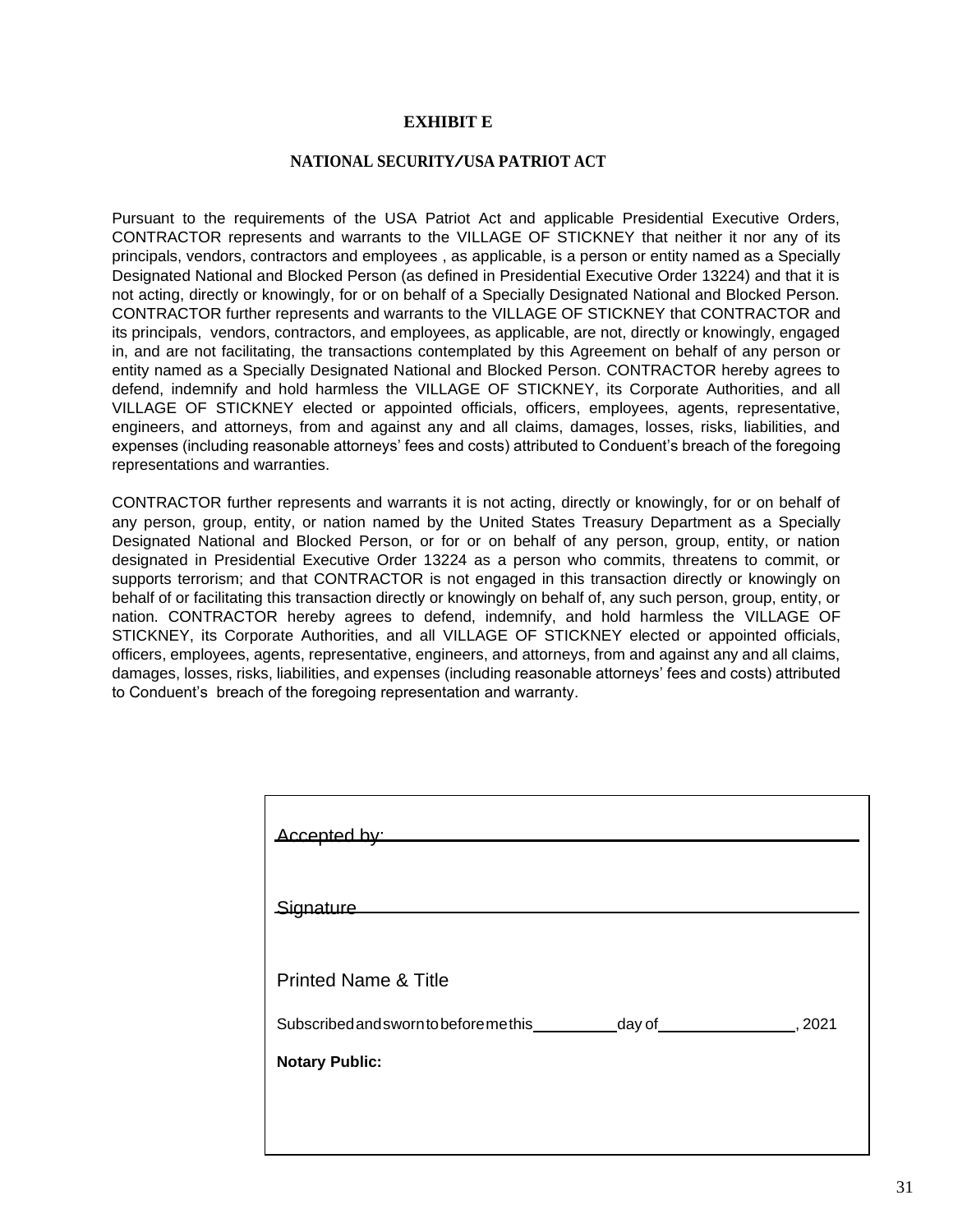# EXHIBIT E

## NATIONAL SECURITY/USA PATRIOT ACT

Pursuant to the requirements of the USA Patriot Act and applicable Presidential Executive Orders, CONTRACTOR represents and warrants to the VILLAGE OF STICKNEY that neither it nor any of its principals, vendors, contractors and employees , as applicable, is a person or entity named as a Specially Designated National and Blocked Person (as defined in Presidential Executive Order 13224) and that it is not acting, directly or knowingly, for or on behalf of a Specially Designated National and Blocked Person. CONTRACTOR further represents and warrants to the VILLAGE OF STICKNEY that CONTRACTOR and its principals, vendors, contractors, and employees, as applicable, are not, directly or knowingly, engaged in, and are not facilitating, the transactions contemplated by this Agreement on behalf of any person or entity named as a Specially Designated National and Blocked Person. CONTRACTOR hereby agrees to defend, indemnify and hold harmless the VILLAGE OF STICKNEY, its Corporate Authorities, and all VILLAGE OF STICKNEY elected or appointed officials, officers, employees, agents, representative, engineers, and attorneys, from and against any and all claims, damages, losses, risks, liabilities, and expenses (including reasonable attorneys' fees and costs) attributed to Conduent's breach of the foregoing representations and warranties.

CONTRACTOR further represents and warrants it is not acting, directly or knowingly, for or on behalf of any person, group, entity, or nation named by the United States Treasury Department as a Specially Designated National and Blocked Person, or for or on behalf of any person, group, entity, or nation designated in Presidential Executive Order 13224 as a person who commits, threatens to commit, or supports terrorism; and that CONTRACTOR is not engaged in this transaction directly or knowingly on behalf of or facilitating this transaction directly or knowingly on behalf of, any such person, group, entity, or nation. CONTRACTOR hereby agrees to defend, indemnify, and hold harmless the VILLAGE OF STICKNEY, its Corporate Authorities, and all VILLAGE OF STICKNEY elected or appointed officials, officers, employees, agents, representative, engineers, and attorneys, from and against any and all claims, damages, losses, risks, liabilities, and expenses (including reasonable attorneys' fees and costs) attributed to Conduent's breach of the foregoing representation and warranty.

Accepted by: ____________________________________________

Signature ____________________________________________

Printed Name & Title

Subscribed and sworn to before me this __________ day of ________________, 2021

**Notary Public:**